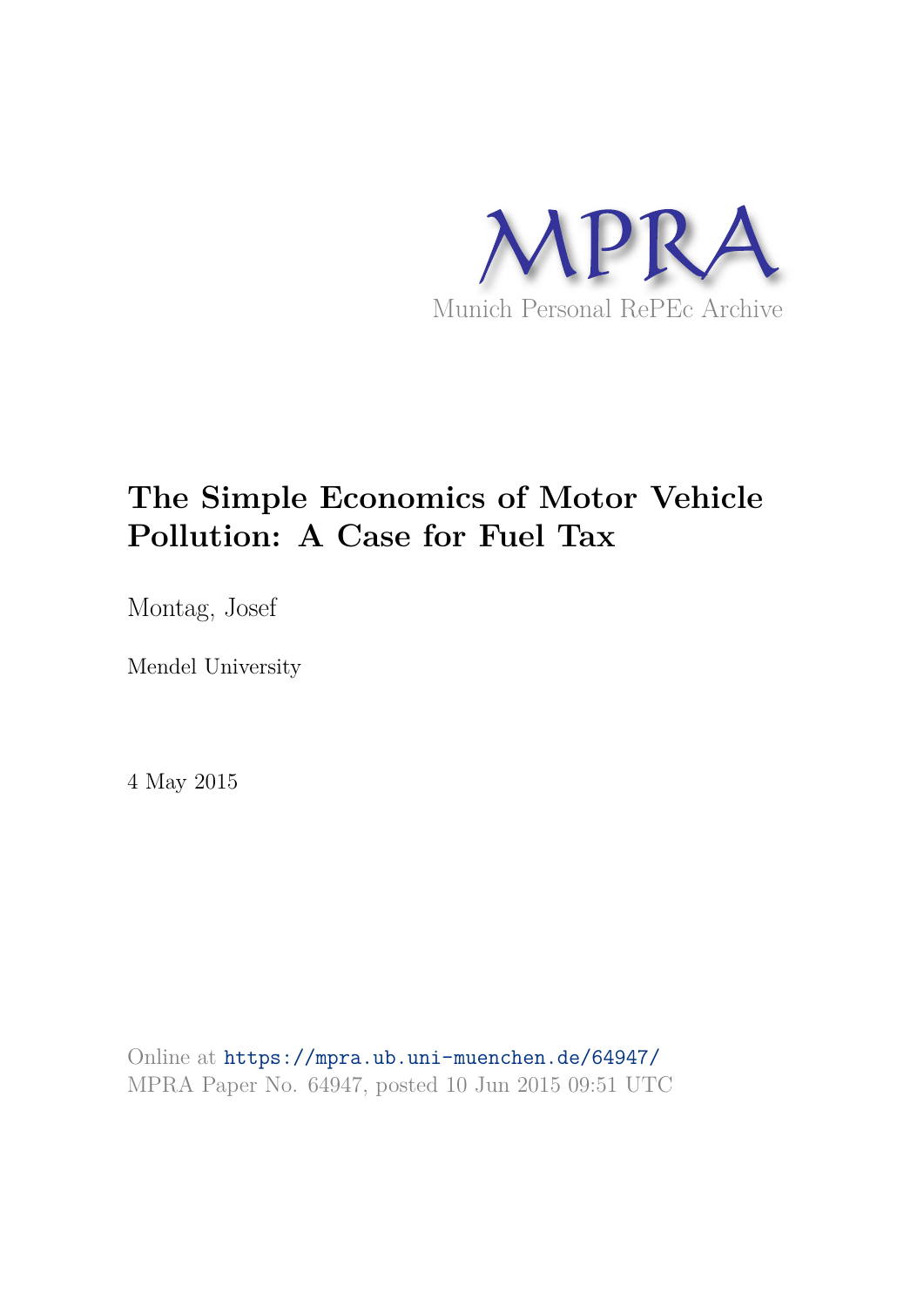MPRA

Munich Personal RePEc Archive

# The Simple Economics of Motor Vehicle Pollution: A Case for Fuel Tax

Montag, Josef

Mendel University

4 May 2015

Online at https://mpra.ub.uni-muenchen.de/64947/
MPRA Paper No. 64947, posted 10 Jun 2015 09:51 UTC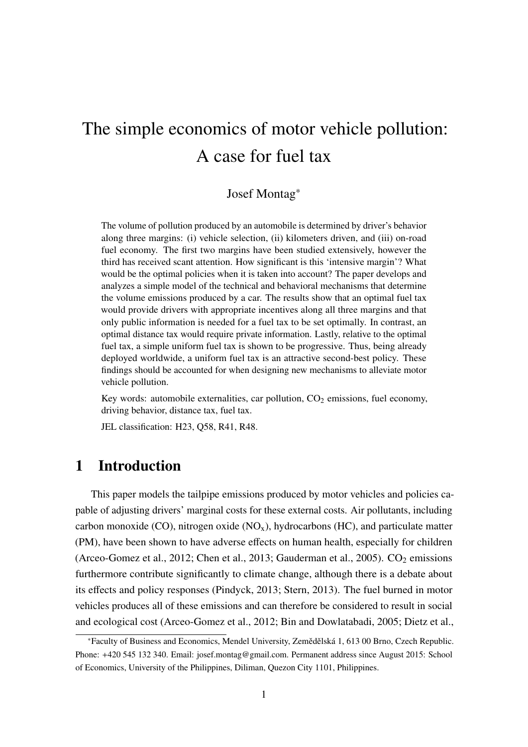# The simple economics of motor vehicle pollution: A case for fuel tax

Josef Montag[*]

The volume of pollution produced by an automobile is determined by driver's behavior along three margins: (i) vehicle selection, (ii) kilometers driven, and (iii) on-road fuel economy. The first two margins have been studied extensively, however the third has received scant attention. How significant is this 'intensive margin'? What would be the optimal policies when it is taken into account? The paper develops and analyzes a simple model of the technical and behavioral mechanisms that determine the volume emissions produced by a car. The results show that an optimal fuel tax would provide drivers with appropriate incentives along all three margins and that only public information is needed for a fuel tax to be set optimally. In contrast, an optimal distance tax would require private information. Lastly, relative to the optimal fuel tax, a simple uniform fuel tax is shown to be progressive. Thus, being already deployed worldwide, a uniform fuel tax is an attractive second-best policy. These findings should be accounted for when designing new mechanisms to alleviate motor vehicle pollution.

Key words: automobile externalities, car pollution, $CO_2$ emissions, fuel economy, driving behavior, distance tax, fuel tax.

JEL classification: H23, Q58, R41, R48.

## 1 Introduction

This paper models the tailpipe emissions produced by motor vehicles and policies capable of adjusting drivers' marginal costs for these external costs. Air pollutants, including carbon monoxide (CO), nitrogen oxide ($NO_x$), hydrocarbons (HC), and particulate matter (PM), have been shown to have adverse effects on human health, especially for children (Arceo-Gomez et al., 2012; Chen et al., 2013; Gauderman et al., 2005). $CO_2$ emissions furthermore contribute significantly to climate change, although there is a debate about its effects and policy responses (Pindyck, 2013; Stern, 2013). The fuel burned in motor vehicles produces all of these emissions and can therefore be considered to result in social and ecological cost (Arceo-Gomez et al., 2012; Bin and Dowlatabadi, 2005; Dietz et al.,

[*]Faculty of Business and Economics, Mendel University, Zemědělská 1, 613 00 Brno, Czech Republic. Phone: +420 545 132 340. Email: josef.montag@gmail.com. Permanent address since August 2015: School of Economics, University of the Philippines, Diliman, Quezon City 1101, Philippines.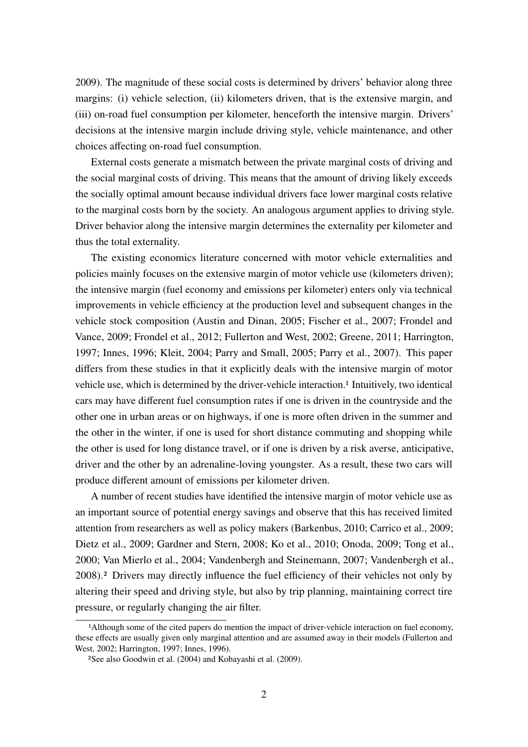2009). The magnitude of these social costs is determined by drivers' behavior along three margins: (i) vehicle selection, (ii) kilometers driven, that is the extensive margin, and (iii) on-road fuel consumption per kilometer, henceforth the intensive margin. Drivers' decisions at the intensive margin include driving style, vehicle maintenance, and other choices affecting on-road fuel consumption.

External costs generate a mismatch between the private marginal costs of driving and the social marginal costs of driving. This means that the amount of driving likely exceeds the socially optimal amount because individual drivers face lower marginal costs relative to the marginal costs born by the society. An analogous argument applies to driving style. Driver behavior along the intensive margin determines the externality per kilometer and thus the total externality.

The existing economics literature concerned with motor vehicle externalities and policies mainly focuses on the extensive margin of motor vehicle use (kilometers driven); the intensive margin (fuel economy and emissions per kilometer) enters only via technical improvements in vehicle efficiency at the production level and subsequent changes in the vehicle stock composition (Austin and Dinan, 2005; Fischer et al., 2007; Frondel and Vance, 2009; Frondel et al., 2012; Fullerton and West, 2002; Greene, 2011; Harrington, 1997; Innes, 1996; Kleit, 2004; Parry and Small, 2005; Parry et al., 2007). This paper differs from these studies in that it explicitly deals with the intensive margin of motor vehicle use, which is determined by the driver-vehicle interaction.[1] Intuitively, two identical cars may have different fuel consumption rates if one is driven in the countryside and the other one in urban areas or on highways, if one is more often driven in the summer and the other in the winter, if one is used for short distance commuting and shopping while the other is used for long distance travel, or if one is driven by a risk averse, anticipative, driver and the other by an adrenaline-loving youngster. As a result, these two cars will produce different amount of emissions per kilometer driven.

A number of recent studies have identified the intensive margin of motor vehicle use as an important source of potential energy savings and observe that this has received limited attention from researchers as well as policy makers (Barkenbus, 2010; Carrico et al., 2009; Dietz et al., 2009; Gardner and Stern, 2008; Ko et al., 2010; Onoda, 2009; Tong et al., 2000; Van Mierlo et al., 2004; Vandenbergh and Steinemann, 2007; Vandenbergh et al., 2008).[2] Drivers may directly influence the fuel efficiency of their vehicles not only by altering their speed and driving style, but also by trip planning, maintaining correct tire pressure, or regularly changing the air filter.

[1] Although some of the cited papers do mention the impact of driver-vehicle interaction on fuel economy, these effects are usually given only marginal attention and are assumed away in their models (Fullerton and West, 2002; Harrington, 1997; Innes, 1996).

[2] See also Goodwin et al. (2004) and Kobayashi et al. (2009).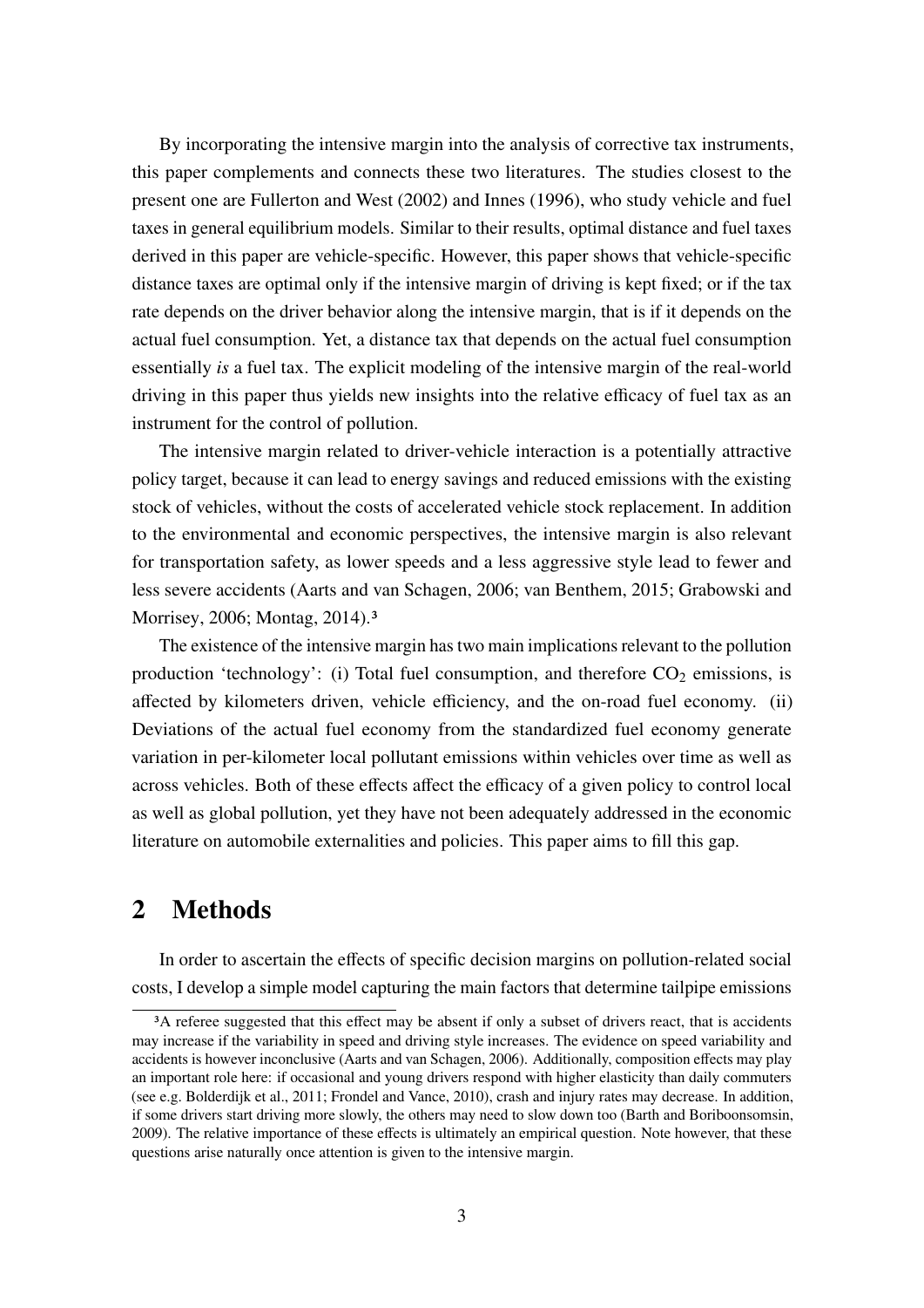By incorporating the intensive margin into the analysis of corrective tax instruments, this paper complements and connects these two literatures. The studies closest to the present one are Fullerton and West (2002) and Innes (1996), who study vehicle and fuel taxes in general equilibrium models. Similar to their results, optimal distance and fuel taxes derived in this paper are vehicle-specific. However, this paper shows that vehicle-specific distance taxes are optimal only if the intensive margin of driving is kept fixed; or if the tax rate depends on the driver behavior along the intensive margin, that is if it depends on the actual fuel consumption. Yet, a distance tax that depends on the actual fuel consumption essentially *is* a fuel tax. The explicit modeling of the intensive margin of the real-world driving in this paper thus yields new insights into the relative efficacy of fuel tax as an instrument for the control of pollution.

The intensive margin related to driver-vehicle interaction is a potentially attractive policy target, because it can lead to energy savings and reduced emissions with the existing stock of vehicles, without the costs of accelerated vehicle stock replacement. In addition to the environmental and economic perspectives, the intensive margin is also relevant for transportation safety, as lower speeds and a less aggressive style lead to fewer and less severe accidents (Aarts and van Schagen, 2006; van Benthem, 2015; Grabowski and Morrisey, 2006; Montag, 2014).[3]

The existence of the intensive margin has two main implications relevant to the pollution production 'technology': (i) Total fuel consumption, and therefore $CO_2$ emissions, is affected by kilometers driven, vehicle efficiency, and the on-road fuel economy. (ii) Deviations of the actual fuel economy from the standardized fuel economy generate variation in per-kilometer local pollutant emissions within vehicles over time as well as across vehicles. Both of these effects affect the efficacy of a given policy to control local as well as global pollution, yet they have not been adequately addressed in the economic literature on automobile externalities and policies. This paper aims to fill this gap.

## 2 Methods

In order to ascertain the effects of specific decision margins on pollution-related social costs, I develop a simple model capturing the main factors that determine tailpipe emissions

[3] A referee suggested that this effect may be absent if only a subset of drivers react, that is accidents may increase if the variability in speed and driving style increases. The evidence on speed variability and accidents is however inconclusive (Aarts and van Schagen, 2006). Additionally, composition effects may play an important role here: if occasional and young drivers respond with higher elasticity than daily commuters (see e.g. Bolderdijk et al., 2011; Frondel and Vance, 2010), crash and injury rates may decrease. In addition, if some drivers start driving more slowly, the others may need to slow down too (Barth and Boriboonsomsin, 2009). The relative importance of these effects is ultimately an empirical question. Note however, that these questions arise naturally once attention is given to the intensive margin.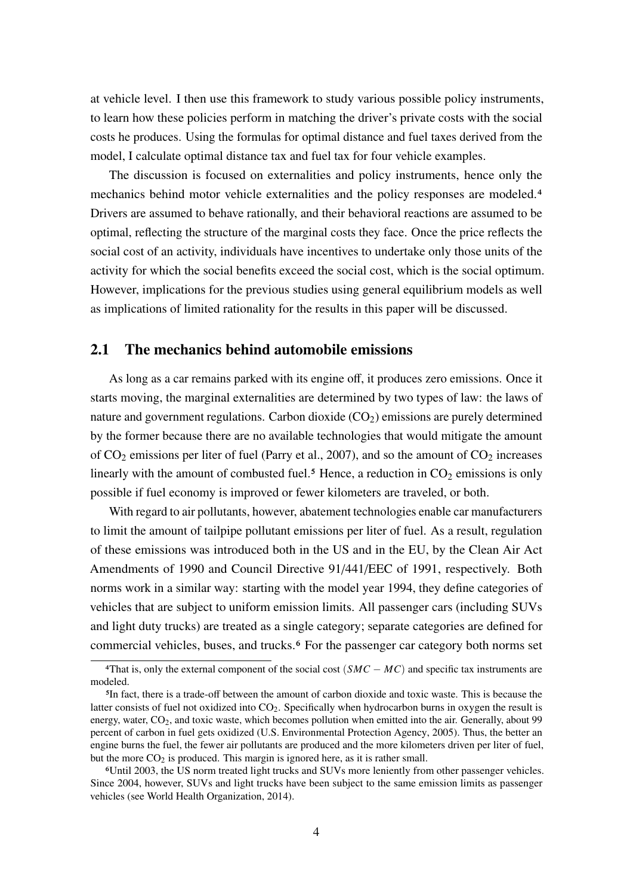at vehicle level. I then use this framework to study various possible policy instruments, to learn how these policies perform in matching the driver's private costs with the social costs he produces. Using the formulas for optimal distance and fuel taxes derived from the model, I calculate optimal distance tax and fuel tax for four vehicle examples.

The discussion is focused on externalities and policy instruments, hence only the mechanics behind motor vehicle externalities and the policy responses are modeled.[4] Drivers are assumed to behave rationally, and their behavioral reactions are assumed to be optimal, reflecting the structure of the marginal costs they face. Once the price reflects the social cost of an activity, individuals have incentives to undertake only those units of the activity for which the social benefits exceed the social cost, which is the social optimum. However, implications for the previous studies using general equilibrium models as well as implications of limited rationality for the results in this paper will be discussed.

## 2.1 The mechanics behind automobile emissions

As long as a car remains parked with its engine off, it produces zero emissions. Once it starts moving, the marginal externalities are determined by two types of law: the laws of nature and government regulations. Carbon dioxide ($CO_2$) emissions are purely determined by the former because there are no available technologies that would mitigate the amount of $CO_2$ emissions per liter of fuel (Parry et al., 2007), and so the amount of $CO_2$ increases linearly with the amount of combusted fuel.[5] Hence, a reduction in $CO_2$ emissions is only possible if fuel economy is improved or fewer kilometers are traveled, or both.

With regard to air pollutants, however, abatement technologies enable car manufacturers to limit the amount of tailpipe pollutant emissions per liter of fuel. As a result, regulation of these emissions was introduced both in the US and in the EU, by the Clean Air Act Amendments of 1990 and Council Directive 91/441/EEC of 1991, respectively. Both norms work in a similar way: starting with the model year 1994, they define categories of vehicles that are subject to uniform emission limits. All passenger cars (including SUVs and light duty trucks) are treated as a single category; separate categories are defined for commercial vehicles, buses, and trucks.[6] For the passenger car category both norms set

---

[4] That is, only the external component of the social cost ($SMC - MC$) and specific tax instruments are modeled.

[5] In fact, there is a trade-off between the amount of carbon dioxide and toxic waste. This is because the latter consists of fuel not oxidized into $CO_2$. Specifically when hydrocarbon burns in oxygen the result is energy, water, $CO_2$, and toxic waste, which becomes pollution when emitted into the air. Generally, about 99 percent of carbon in fuel gets oxidized (U.S. Environmental Protection Agency, 2005). Thus, the better an engine burns the fuel, the fewer air pollutants are produced and the more kilometers driven per liter of fuel, but the more $CO_2$ is produced. This margin is ignored here, as it is rather small.

[6] Until 2003, the US norm treated light trucks and SUVs more leniently from other passenger vehicles. Since 2004, however, SUVs and light trucks have been subject to the same emission limits as passenger vehicles (see World Health Organization, 2014).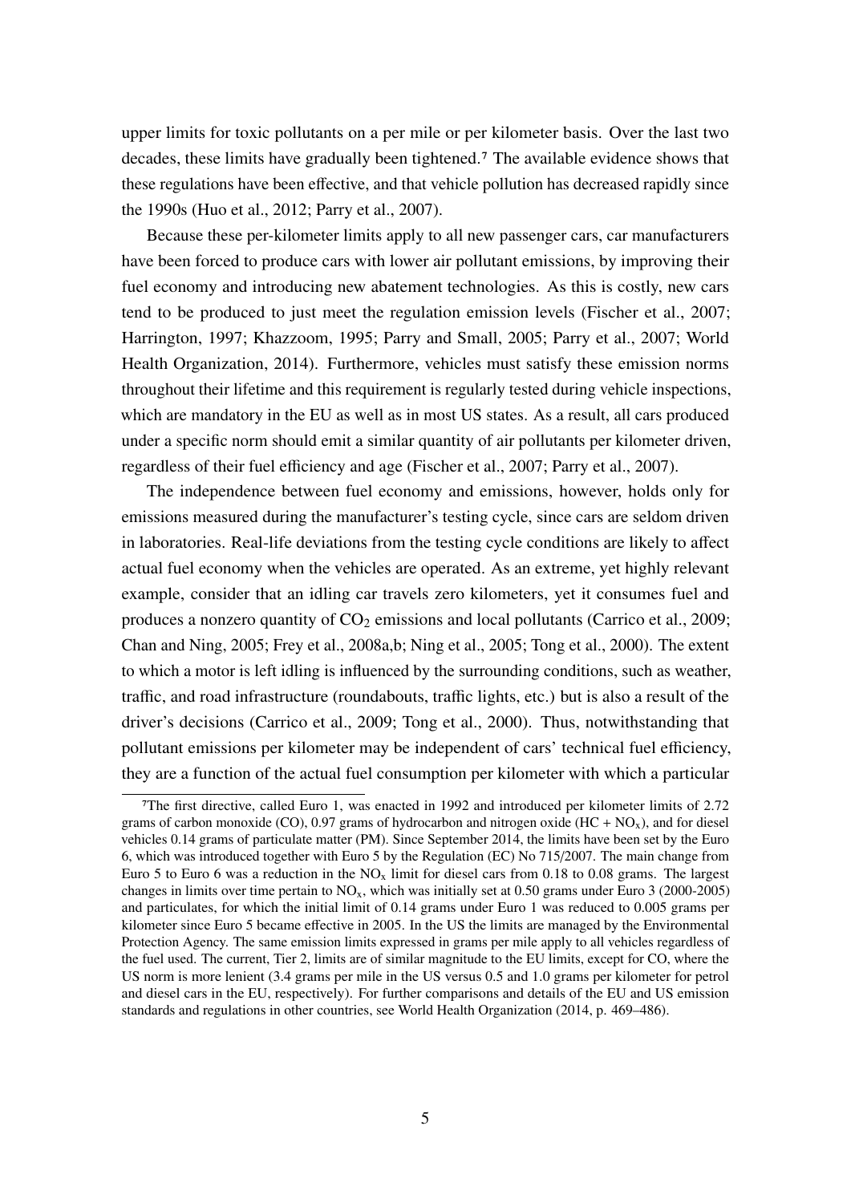upper limits for toxic pollutants on a per mile or per kilometer basis. Over the last two decades, these limits have gradually been tightened.[7] The available evidence shows that these regulations have been effective, and that vehicle pollution has decreased rapidly since the 1990s (Huo et al., 2012; Parry et al., 2007).

Because these per-kilometer limits apply to all new passenger cars, car manufacturers have been forced to produce cars with lower air pollutant emissions, by improving their fuel economy and introducing new abatement technologies. As this is costly, new cars tend to be produced to just meet the regulation emission levels (Fischer et al., 2007; Harrington, 1997; Khazzoom, 1995; Parry and Small, 2005; Parry et al., 2007; World Health Organization, 2014). Furthermore, vehicles must satisfy these emission norms throughout their lifetime and this requirement is regularly tested during vehicle inspections, which are mandatory in the EU as well as in most US states. As a result, all cars produced under a specific norm should emit a similar quantity of air pollutants per kilometer driven, regardless of their fuel efficiency and age (Fischer et al., 2007; Parry et al., 2007).

The independence between fuel economy and emissions, however, holds only for emissions measured during the manufacturer's testing cycle, since cars are seldom driven in laboratories. Real-life deviations from the testing cycle conditions are likely to affect actual fuel economy when the vehicles are operated. As an extreme, yet highly relevant example, consider that an idling car travels zero kilometers, yet it consumes fuel and produces a nonzero quantity of $CO_2$ emissions and local pollutants (Carrico et al., 2009; Chan and Ning, 2005; Frey et al., 2008a,b; Ning et al., 2005; Tong et al., 2000). The extent to which a motor is left idling is influenced by the surrounding conditions, such as weather, traffic, and road infrastructure (roundabouts, traffic lights, etc.) but is also a result of the driver's decisions (Carrico et al., 2009; Tong et al., 2000). Thus, notwithstanding that pollutant emissions per kilometer may be independent of cars' technical fuel efficiency, they are a function of the actual fuel consumption per kilometer with which a particular

[7] The first directive, called Euro 1, was enacted in 1992 and introduced per kilometer limits of 2.72 grams of carbon monoxide (CO), 0.97 grams of hydrocarbon and nitrogen oxide ($HC + NO_x$), and for diesel vehicles 0.14 grams of particulate matter (PM). Since September 2014, the limits have been set by the Euro 6, which was introduced together with Euro 5 by the Regulation (EC) No 715/2007. The main change from Euro 5 to Euro 6 was a reduction in the $NO_x$ limit for diesel cars from 0.18 to 0.08 grams. The largest changes in limits over time pertain to $NO_x$, which was initially set at 0.50 grams under Euro 3 (2000-2005) and particulates, for which the initial limit of 0.14 grams under Euro 1 was reduced to 0.005 grams per kilometer since Euro 5 became effective in 2005. In the US the limits are managed by the Environmental Protection Agency. The same emission limits expressed in grams per mile apply to all vehicles regardless of the fuel used. The current, Tier 2, limits are of similar magnitude to the EU limits, except for CO, where the US norm is more lenient (3.4 grams per mile in the US versus 0.5 and 1.0 grams per kilometer for petrol and diesel cars in the EU, respectively). For further comparisons and details of the EU and US emission standards and regulations in other countries, see World Health Organization (2014, p. 469–486).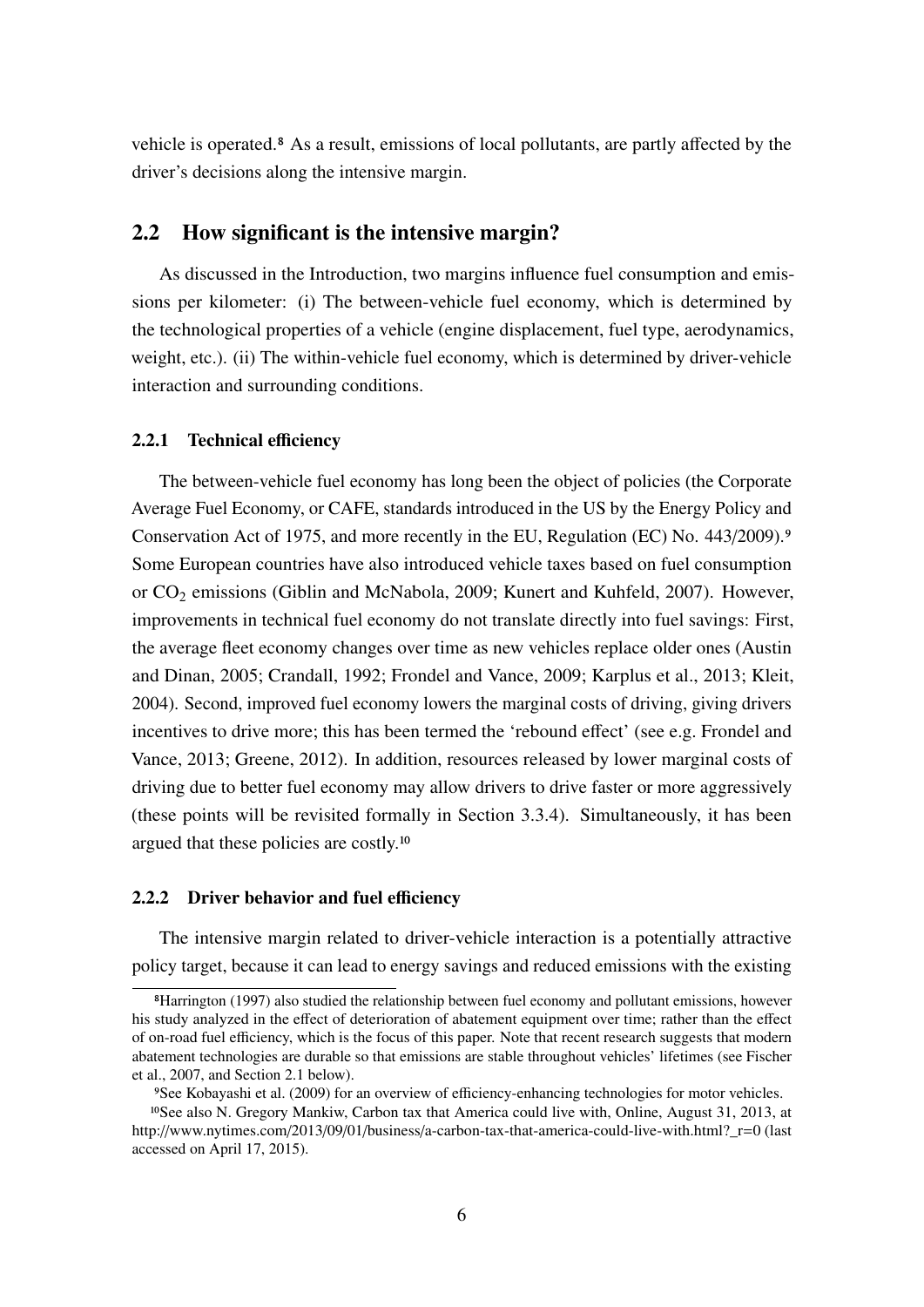vehicle is operated.[8] As a result, emissions of local pollutants, are partly affected by the driver's decisions along the intensive margin.

## 2.2 How significant is the intensive margin?

As discussed in the Introduction, two margins influence fuel consumption and emissions per kilometer: (i) The between-vehicle fuel economy, which is determined by the technological properties of a vehicle (engine displacement, fuel type, aerodynamics, weight, etc.). (ii) The within-vehicle fuel economy, which is determined by driver-vehicle interaction and surrounding conditions.

### 2.2.1 Technical efficiency

The between-vehicle fuel economy has long been the object of policies (the Corporate Average Fuel Economy, or CAFE, standards introduced in the US by the Energy Policy and Conservation Act of 1975, and more recently in the EU, Regulation (EC) No. 443/2009).[9] Some European countries have also introduced vehicle taxes based on fuel consumption or $CO_2$ emissions (Giblin and McNabola, 2009; Kunert and Kuhfeld, 2007). However, improvements in technical fuel economy do not translate directly into fuel savings: First, the average fleet economy changes over time as new vehicles replace older ones (Austin and Dinan, 2005; Crandall, 1992; Frondel and Vance, 2009; Karplus et al., 2013; Kleit, 2004). Second, improved fuel economy lowers the marginal costs of driving, giving drivers incentives to drive more; this has been termed the 'rebound effect' (see e.g. Frondel and Vance, 2013; Greene, 2012). In addition, resources released by lower marginal costs of driving due to better fuel economy may allow drivers to drive faster or more aggressively (these points will be revisited formally in Section 3.3.4). Simultaneously, it has been argued that these policies are costly.[10]

### 2.2.2 Driver behavior and fuel efficiency

The intensive margin related to driver-vehicle interaction is a potentially attractive policy target, because it can lead to energy savings and reduced emissions with the existing

---

[8] Harrington (1997) also studied the relationship between fuel economy and pollutant emissions, however his study analyzed in the effect of deterioration of abatement equipment over time; rather than the effect of on-road fuel efficiency, which is the focus of this paper. Note that recent research suggests that modern abatement technologies are durable so that emissions are stable throughout vehicles' lifetimes (see Fischer et al., 2007, and Section 2.1 below).

[9] See Kobayashi et al. (2009) for an overview of efficiency-enhancing technologies for motor vehicles.

[10] See also N. Gregory Mankiw, Carbon tax that America could live with, Online, August 31, 2013, at http://www.nytimes.com/2013/09/01/business/a-carbon-tax-that-america-could-live-with.html?_r=0 (last accessed on April 17, 2015).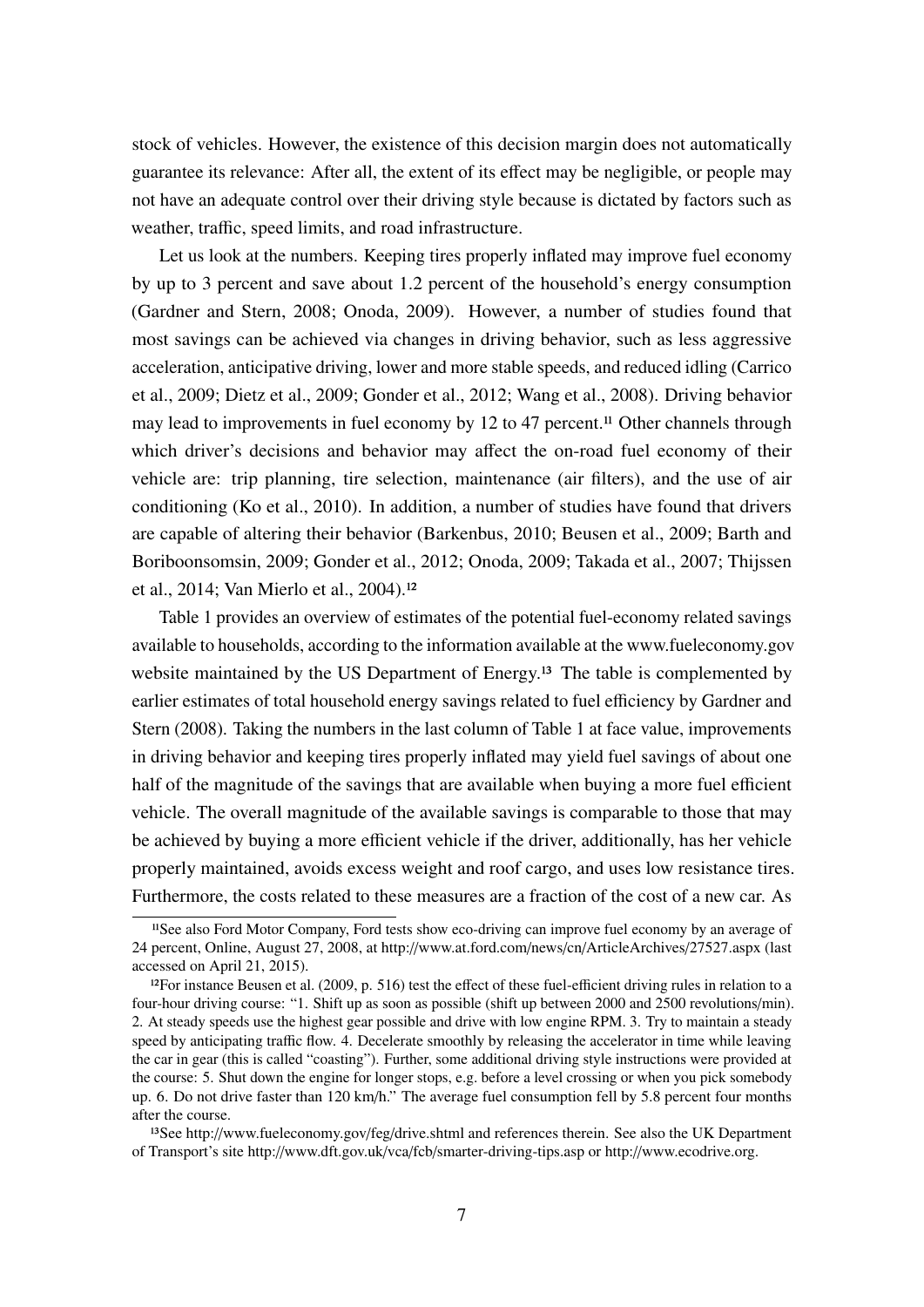stock of vehicles. However, the existence of this decision margin does not automatically guarantee its relevance: After all, the extent of its effect may be negligible, or people may not have an adequate control over their driving style because is dictated by factors such as weather, traffic, speed limits, and road infrastructure.

Let us look at the numbers. Keeping tires properly inflated may improve fuel economy by up to 3 percent and save about 1.2 percent of the household's energy consumption (Gardner and Stern, 2008; Onoda, 2009). However, a number of studies found that most savings can be achieved via changes in driving behavior, such as less aggressive acceleration, anticipative driving, lower and more stable speeds, and reduced idling (Carrico et al., 2009; Dietz et al., 2009; Gonder et al., 2012; Wang et al., 2008). Driving behavior may lead to improvements in fuel economy by 12 to 47 percent.[11] Other channels through which driver's decisions and behavior may affect the on-road fuel economy of their vehicle are: trip planning, tire selection, maintenance (air filters), and the use of air conditioning (Ko et al., 2010). In addition, a number of studies have found that drivers are capable of altering their behavior (Barkenbus, 2010; Beusen et al., 2009; Barth and Boriboonsomsin, 2009; Gonder et al., 2012; Onoda, 2009; Takada et al., 2007; Thijssen et al., 2014; Van Mierlo et al., 2004).[12]

Table 1 provides an overview of estimates of the potential fuel-economy related savings available to households, according to the information available at the www.fueleconomy.gov website maintained by the US Department of Energy.[13] The table is complemented by earlier estimates of total household energy savings related to fuel efficiency by Gardner and Stern (2008). Taking the numbers in the last column of Table 1 at face value, improvements in driving behavior and keeping tires properly inflated may yield fuel savings of about one half of the magnitude of the savings that are available when buying a more fuel efficient vehicle. The overall magnitude of the available savings is comparable to those that may be achieved by buying a more efficient vehicle if the driver, additionally, has her vehicle properly maintained, avoids excess weight and roof cargo, and uses low resistance tires. Furthermore, the costs related to these measures are a fraction of the cost of a new car. As

[11] See also Ford Motor Company, Ford tests show eco-driving can improve fuel economy by an average of 24 percent, Online, August 27, 2008, at http://www.at.ford.com/news/cn/ArticleArchives/27527.aspx (last accessed on April 21, 2015).

[12] For instance Beusen et al. (2009, p. 516) test the effect of these fuel-efficient driving rules in relation to a four-hour driving course: "1. Shift up as soon as possible (shift up between 2000 and 2500 revolutions/min). 2. At steady speeds use the highest gear possible and drive with low engine RPM. 3. Try to maintain a steady speed by anticipating traffic flow. 4. Decelerate smoothly by releasing the accelerator in time while leaving the car in gear (this is called "coasting"). Further, some additional driving style instructions were provided at the course: 5. Shut down the engine for longer stops, e.g. before a level crossing or when you pick somebody up. 6. Do not drive faster than 120 km/h." The average fuel consumption fell by 5.8 percent four months after the course.

[13] See http://www.fueleconomy.gov/feg/drive.shtml and references therein. See also the UK Department of Transport's site http://www.dft.gov.uk/vca/fcb/smarter-driving-tips.asp or http://www.ecodrive.org.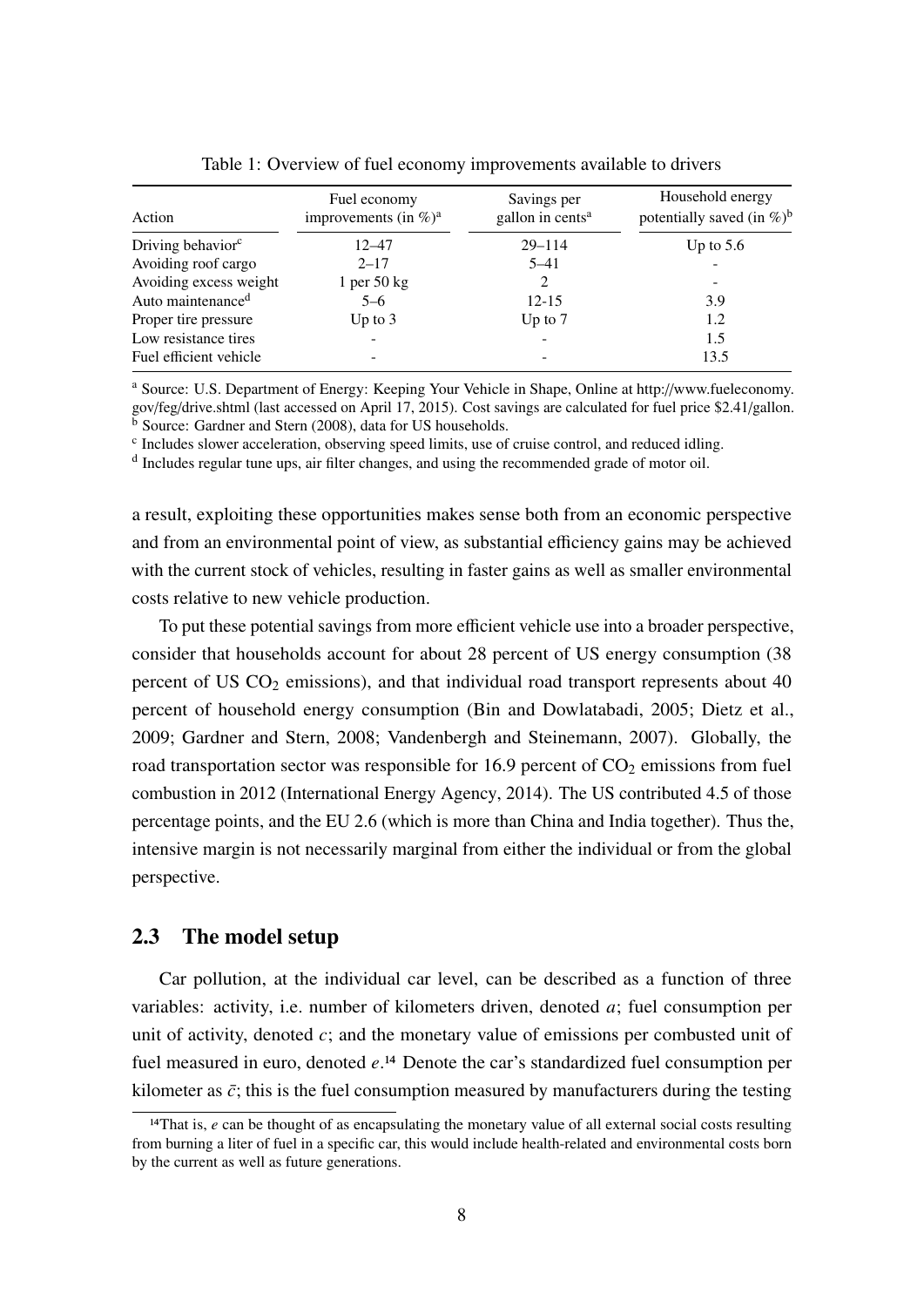Table 1: Overview of fuel economy improvements available to drivers

| Action | Fuel economy improvements (in %)[a] | Savings per gallon in cents[a] | Household energy potentially saved (in %)[b] |
|---|---|---|---|
| Driving behavior[c] | 12–47 | 29–114 | Up to 5.6 |
| Avoiding roof cargo | 2–17 | 5–41 | - |
| Avoiding excess weight | 1 per 50 kg | 2 | - |
| Auto maintenance[d] | 5–6 | 12-15 | 3.9 |
| Proper tire pressure | Up to 3 | Up to 7 | 1.2 |
| Low resistance tires | - | - | 1.5 |
| Fuel efficient vehicle | - | - | 13.5 |

[a] Source: U.S. Department of Energy: Keeping Your Vehicle in Shape, Online at http://www.fueleconomy.gov/feg/drive.shtml (last accessed on April 17, 2015). Cost savings are calculated for fuel price \$2.41/gallon.
[b] Source: Gardner and Stern (2008), data for US households.
[c] Includes slower acceleration, observing speed limits, use of cruise control, and reduced idling.
[d] Includes regular tune ups, air filter changes, and using the recommended grade of motor oil.

a result, exploiting these opportunities makes sense both from an economic perspective and from an environmental point of view, as substantial efficiency gains may be achieved with the current stock of vehicles, resulting in faster gains as well as smaller environmental costs relative to new vehicle production.

To put these potential savings from more efficient vehicle use into a broader perspective, consider that households account for about 28 percent of US energy consumption (38 percent of US $CO_2$ emissions), and that individual road transport represents about 40 percent of household energy consumption (Bin and Dowlatabadi, 2005; Dietz et al., 2009; Gardner and Stern, 2008; Vandenbergh and Steinemann, 2007). Globally, the road transportation sector was responsible for 16.9 percent of $CO_2$ emissions from fuel combustion in 2012 (International Energy Agency, 2014). The US contributed 4.5 of those percentage points, and the EU 2.6 (which is more than China and India together). Thus the, intensive margin is not necessarily marginal from either the individual or from the global perspective.

## 2.3 The model setup

Car pollution, at the individual car level, can be described as a function of three variables: activity, i.e. number of kilometers driven, denoted $a$; fuel consumption per unit of activity, denoted $c$; and the monetary value of emissions per combusted unit of fuel measured in euro, denoted $e$.[14] Denote the car's standardized fuel consumption per kilometer as $\bar{c}$; this is the fuel consumption measured by manufacturers during the testing

[14] That is, $e$ can be thought of as encapsulating the monetary value of all external social costs resulting from burning a liter of fuel in a specific car, this would include health-related and environmental costs born by the current as well as future generations.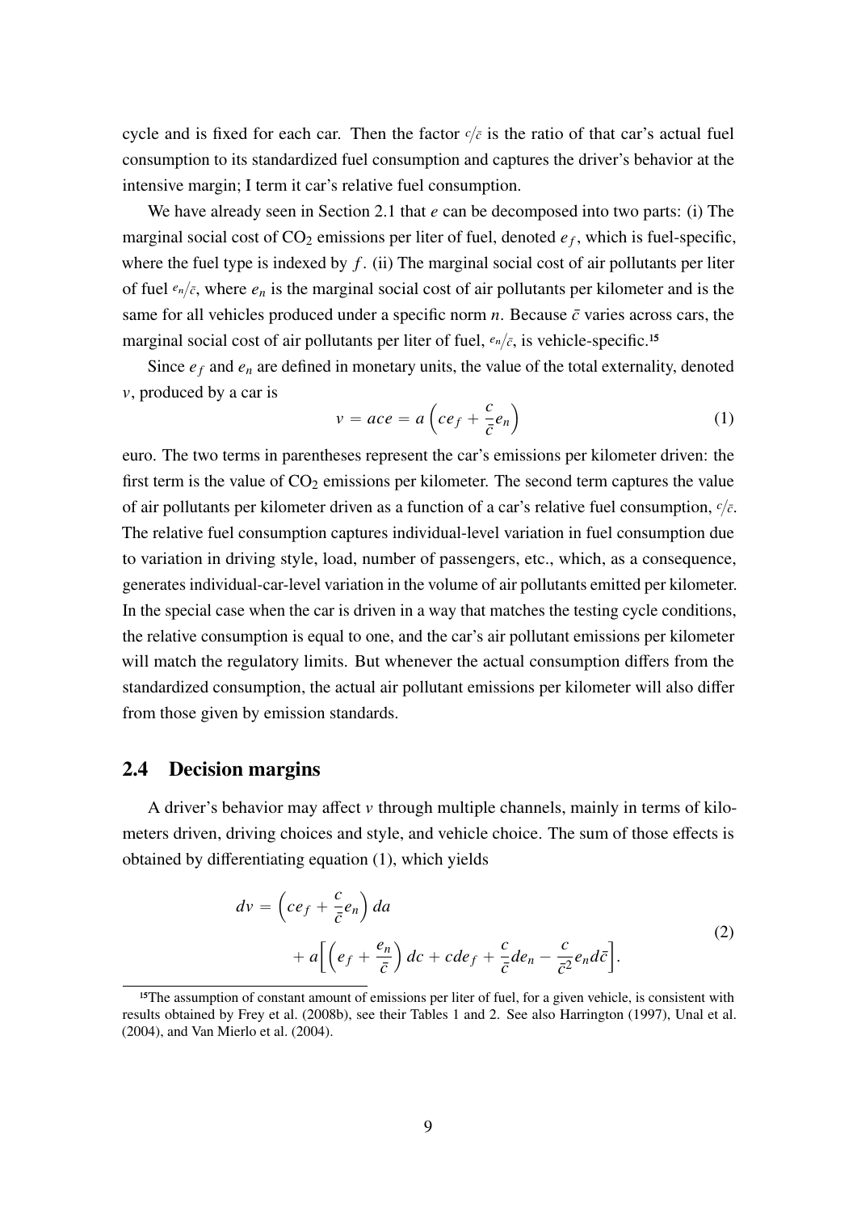cycle and is fixed for each car. Then the factor $c/\bar{c}$ is the ratio of that car's actual fuel consumption to its standardized fuel consumption and captures the driver's behavior at the intensive margin; I term it car's relative fuel consumption.

We have already seen in Section 2.1 that $e$ can be decomposed into two parts: (i) The marginal social cost of $CO_2$ emissions per liter of fuel, denoted $e_f$, which is fuel-specific, where the fuel type is indexed by $f$. (ii) The marginal social cost of air pollutants per liter of fuel $e_n/\bar{c}$, where $e_n$ is the marginal social cost of air pollutants per kilometer and is the same for all vehicles produced under a specific norm $n$. Because $\bar{c}$ varies across cars, the marginal social cost of air pollutants per liter of fuel, $e_n/\bar{c}$, is vehicle-specific.[15]

Since $e_f$ and $e_n$ are defined in monetary units, the value of the total externality, denoted $v$, produced by a car is

$$v = ace = a\left(ce_f + \frac{c}{\bar{c}}e_n\right) \tag{1}$$

euro. The two terms in parentheses represent the car's emissions per kilometer driven: the first term is the value of $CO_2$ emissions per kilometer. The second term captures the value of air pollutants per kilometer driven as a function of a car's relative fuel consumption, $c/\bar{c}$. The relative fuel consumption captures individual-level variation in fuel consumption due to variation in driving style, load, number of passengers, etc., which, as a consequence, generates individual-car-level variation in the volume of air pollutants emitted per kilometer. In the special case when the car is driven in a way that matches the testing cycle conditions, the relative consumption is equal to one, and the car's air pollutant emissions per kilometer will match the regulatory limits. But whenever the actual consumption differs from the standardized consumption, the actual air pollutant emissions per kilometer will also differ from those given by emission standards.

## 2.4 Decision margins

A driver's behavior may affect $v$ through multiple channels, mainly in terms of kilometers driven, driving choices and style, and vehicle choice. The sum of those effects is obtained by differentiating equation (1), which yields

$$\begin{aligned} dv = &\left(ce_f + \frac{c}{\bar{c}}e_n\right)da \\ &+ a\Big[\left(e_f + \frac{e_n}{\bar{c}}\right)dc + cde_f + \frac{c}{\bar{c}}de_n - \frac{c}{\bar{c}^2}e_n d\bar{c}\Big]. \end{aligned} \tag{2}$$

[15] The assumption of constant amount of emissions per liter of fuel, for a given vehicle, is consistent with results obtained by Frey et al. (2008b), see their Tables 1 and 2. See also Harrington (1997), Unal et al. (2004), and Van Mierlo et al. (2004).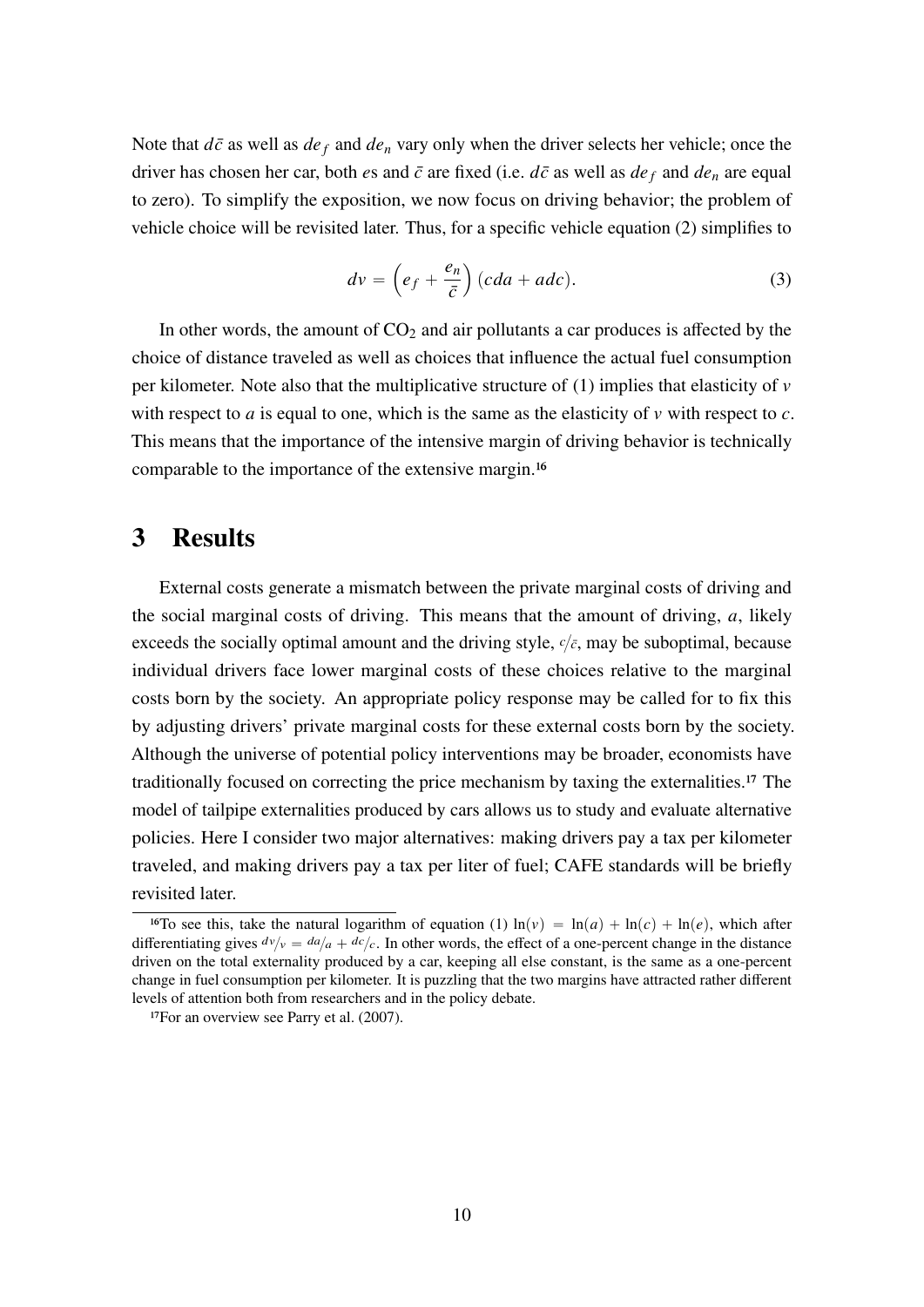Note that $d\bar{c}$ as well as $de_f$ and $de_n$ vary only when the driver selects her vehicle; once the driver has chosen her car, both $e$s and $\bar{c}$ are fixed (i.e. $d\bar{c}$ as well as $de_f$ and $de_n$ are equal to zero). To simplify the exposition, we now focus on driving behavior; the problem of vehicle choice will be revisited later. Thus, for a specific vehicle equation (2) simplifies to

$$dv = \left(e_f + \frac{e_n}{\bar{c}}\right)(cda + adc). \tag{3}$$

In other words, the amount of $CO_2$ and air pollutants a car produces is affected by the choice of distance traveled as well as choices that influence the actual fuel consumption per kilometer. Note also that the multiplicative structure of (1) implies that elasticity of $v$ with respect to $a$ is equal to one, which is the same as the elasticity of $v$ with respect to $c$. This means that the importance of the intensive margin of driving behavior is technically comparable to the importance of the extensive margin.[16]

# 3 Results

External costs generate a mismatch between the private marginal costs of driving and the social marginal costs of driving. This means that the amount of driving, $a$, likely exceeds the socially optimal amount and the driving style, $c/\bar{c}$, may be suboptimal, because individual drivers face lower marginal costs of these choices relative to the marginal costs born by the society. An appropriate policy response may be called for to fix this by adjusting drivers' private marginal costs for these external costs born by the society. Although the universe of potential policy interventions may be broader, economists have traditionally focused on correcting the price mechanism by taxing the externalities.[17] The model of tailpipe externalities produced by cars allows us to study and evaluate alternative policies. Here I consider two major alternatives: making drivers pay a tax per kilometer traveled, and making drivers pay a tax per liter of fuel; CAFE standards will be briefly revisited later.

[16]To see this, take the natural logarithm of equation (1) $\ln(v) = \ln(a) + \ln(c) + \ln(e)$, which after differentiating gives $dv/v = da/a + dc/c$. In other words, the effect of a one-percent change in the distance driven on the total externality produced by a car, keeping all else constant, is the same as a one-percent change in fuel consumption per kilometer. It is puzzling that the two margins have attracted rather different levels of attention both from researchers and in the policy debate.

[17]For an overview see Parry et al. (2007).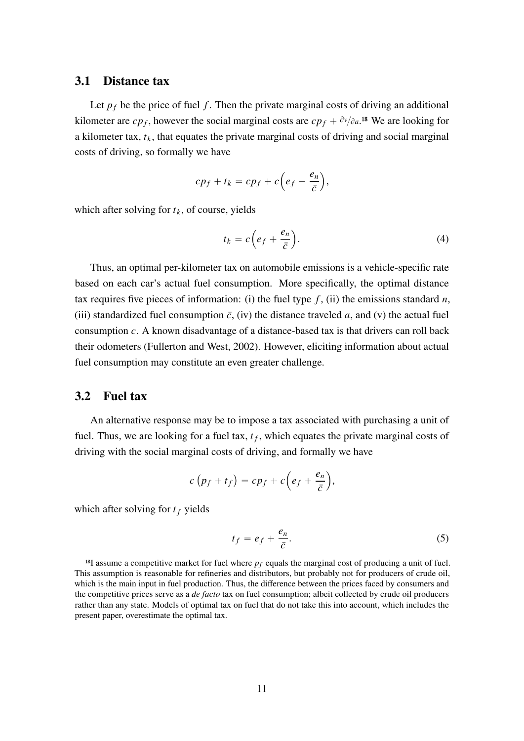## 3.1 Distance tax

Let $p_f$ be the price of fuel $f$. Then the private marginal costs of driving an additional kilometer are $cp_f$, however the social marginal costs are $cp_f + {}^{\partial v}/_{\partial a}$.[18] We are looking for a kilometer tax, $t_k$, that equates the private marginal costs of driving and social marginal costs of driving, so formally we have

$$cp_f + t_k = cp_f + c\left(e_f + \frac{e_n}{\bar{c}}\right),$$

which after solving for $t_k$, of course, yields

$$t_k = c\left(e_f + \frac{e_n}{\bar{c}}\right). \tag{4}$$

Thus, an optimal per-kilometer tax on automobile emissions is a vehicle-specific rate based on each car's actual fuel consumption. More specifically, the optimal distance tax requires five pieces of information: (i) the fuel type $f$, (ii) the emissions standard $n$, (iii) standardized fuel consumption $\bar{c}$, (iv) the distance traveled $a$, and (v) the actual fuel consumption $c$. A known disadvantage of a distance-based tax is that drivers can roll back their odometers (Fullerton and West, 2002). However, eliciting information about actual fuel consumption may constitute an even greater challenge.

## 3.2 Fuel tax

An alternative response may be to impose a tax associated with purchasing a unit of fuel. Thus, we are looking for a fuel tax, $t_f$, which equates the private marginal costs of driving with the social marginal costs of driving, and formally we have

$$c\left(p_f + t_f\right) = cp_f + c\left(e_f + \frac{e_n}{\bar{c}}\right),$$

which after solving for $t_f$ yields

$$t_f = e_f + \frac{e_n}{\bar{c}}. \tag{5}$$

[18] I assume a competitive market for fuel where $p_f$ equals the marginal cost of producing a unit of fuel. This assumption is reasonable for refineries and distributors, but probably not for producers of crude oil, which is the main input in fuel production. Thus, the difference between the prices faced by consumers and the competitive prices serve as a *de facto* tax on fuel consumption; albeit collected by crude oil producers rather than any state. Models of optimal tax on fuel that do not take this into account, which includes the present paper, overestimate the optimal tax.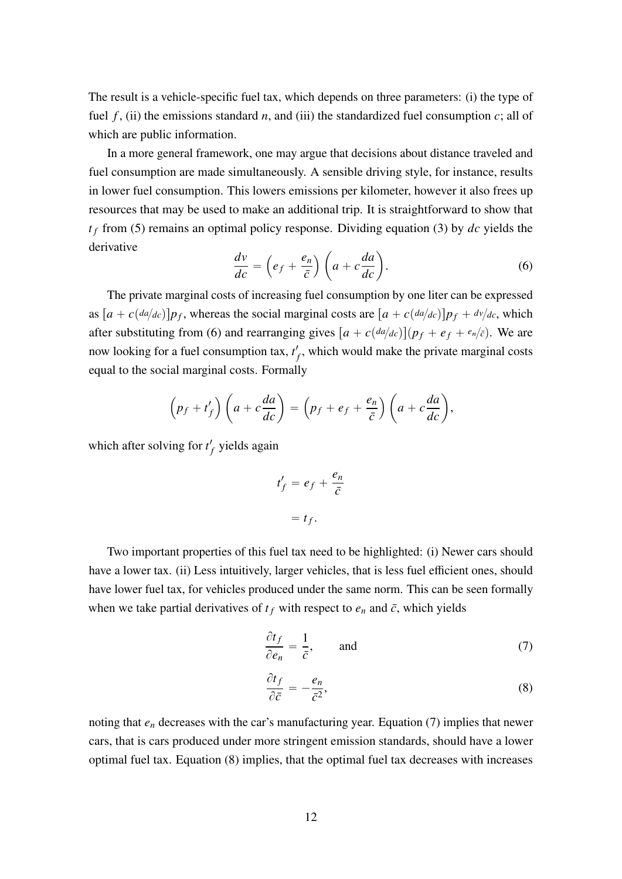The result is a vehicle-specific fuel tax, which depends on three parameters: (i) the type of fuel $f$, (ii) the emissions standard $n$, and (iii) the standardized fuel consumption $c$; all of which are public information.

In a more general framework, one may argue that decisions about distance traveled and fuel consumption are made simultaneously. A sensible driving style, for instance, results in lower fuel consumption. This lowers emissions per kilometer, however it also frees up resources that may be used to make an additional trip. It is straightforward to show that $t_f$ from (5) remains an optimal policy response. Dividing equation (3) by $dc$ yields the derivative

$$\frac{dv}{dc} = \left(e_f + \frac{e_n}{\bar{c}}\right)\left(a + c\frac{da}{dc}\right). \tag{6}$$

The private marginal costs of increasing fuel consumption by one liter can be expressed as $[a + c(da/dc)]p_f$, whereas the social marginal costs are $[a + c(da/dc)]p_f + dv/dc$, which after substituting from (6) and rearranging gives $[a + c(da/dc)](p_f + e_f + e_n/\bar{c})$. We are now looking for a fuel consumption tax, $t'_f$, which would make the private marginal costs equal to the social marginal costs. Formally

$$\left(p_f + t'_f\right)\left(a + c\frac{da}{dc}\right) = \left(p_f + e_f + \frac{e_n}{\bar{c}}\right)\left(a + c\frac{da}{dc}\right),$$

which after solving for $t'_f$ yields again

$$\begin{aligned} t'_f &= e_f + \frac{e_n}{\bar{c}} \\ &= t_f. \end{aligned}$$

Two important properties of this fuel tax need to be highlighted: (i) Newer cars should have a lower tax. (ii) Less intuitively, larger vehicles, that is less fuel efficient ones, should have lower fuel tax, for vehicles produced under the same norm. This can be seen formally when we take partial derivatives of $t_f$ with respect to $e_n$ and $\bar{c}$, which yields

$$\frac{\partial t_f}{\partial e_n} = \frac{1}{\bar{c}}, \qquad \text{and} \tag{7}$$

$$\frac{\partial t_f}{\partial \bar{c}} = -\frac{e_n}{\bar{c}^2}, \tag{8}$$

noting that $e_n$ decreases with the car's manufacturing year. Equation (7) implies that newer cars, that is cars produced under more stringent emission standards, should have a lower optimal fuel tax. Equation (8) implies, that the optimal fuel tax decreases with increases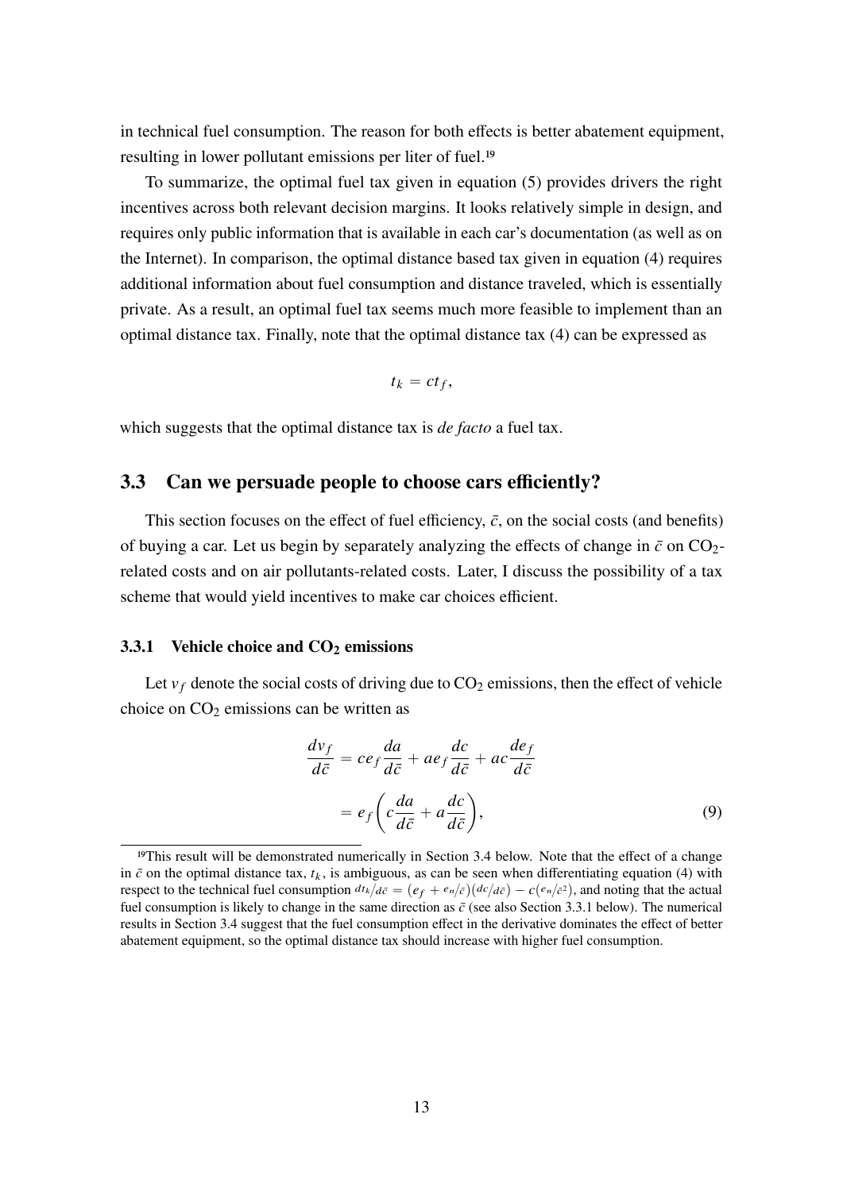in technical fuel consumption. The reason for both effects is better abatement equipment, resulting in lower pollutant emissions per liter of fuel.[19]

To summarize, the optimal fuel tax given in equation (5) provides drivers the right incentives across both relevant decision margins. It looks relatively simple in design, and requires only public information that is available in each car's documentation (as well as on the Internet). In comparison, the optimal distance based tax given in equation (4) requires additional information about fuel consumption and distance traveled, which is essentially private. As a result, an optimal fuel tax seems much more feasible to implement than an optimal distance tax. Finally, note that the optimal distance tax (4) can be expressed as

$$t_k = ct_f,$$

which suggests that the optimal distance tax is *de facto* a fuel tax.

## 3.3 Can we persuade people to choose cars efficiently?

This section focuses on the effect of fuel efficiency, $\bar{c}$, on the social costs (and benefits) of buying a car. Let us begin by separately analyzing the effects of change in $\bar{c}$ on $CO_2$-related costs and on air pollutants-related costs. Later, I discuss the possibility of a tax scheme that would yield incentives to make car choices efficient.

### 3.3.1 Vehicle choice and $CO_2$ emissions

Let $v_f$ denote the social costs of driving due to $CO_2$ emissions, then the effect of vehicle choice on $CO_2$ emissions can be written as

$$\begin{aligned}
\frac{dv_f}{d\bar{c}} &= ce_f\frac{da}{d\bar{c}} + ae_f\frac{dc}{d\bar{c}} + ac\frac{de_f}{d\bar{c}} \\
&= e_f\left(c\frac{da}{d\bar{c}} + a\frac{dc}{d\bar{c}}\right),
\end{aligned} \tag{9}$$

[19] This result will be demonstrated numerically in Section 3.4 below. Note that the effect of a change in $\bar{c}$ on the optimal distance tax, $t_k$, is ambiguous, as can be seen when differentiating equation (4) with respect to the technical fuel consumption $dt_k/d\bar{c} = (e_f + e_n/\bar{c})(dc/d\bar{c}) - c(e_n/\bar{c}^2)$, and noting that the actual fuel consumption is likely to change in the same direction as $\bar{c}$ (see also Section 3.3.1 below). The numerical results in Section 3.4 suggest that the fuel consumption effect in the derivative dominates the effect of better abatement equipment, so the optimal distance tax should increase with higher fuel consumption.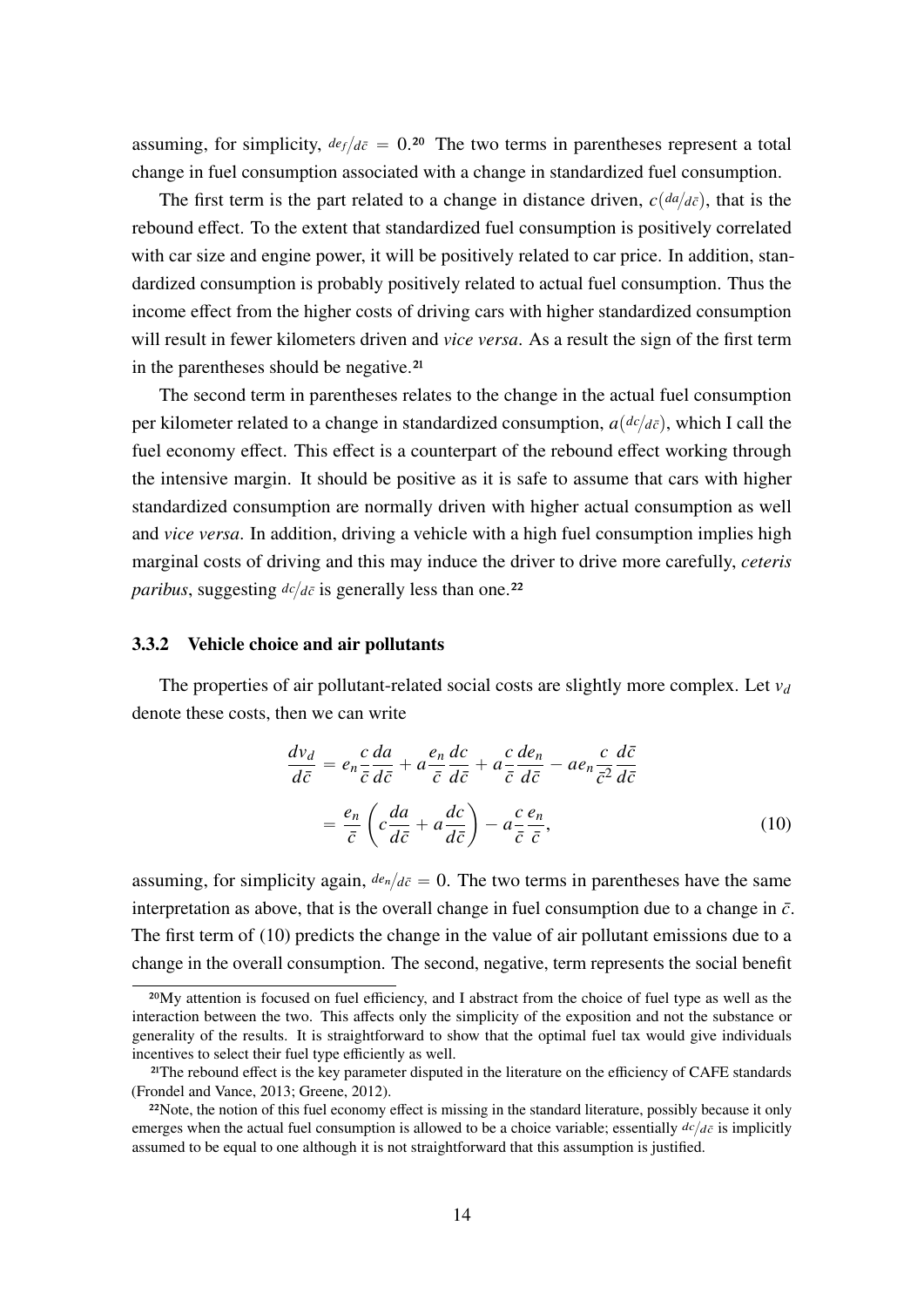assuming, for simplicity, $de_f/d\bar{c} = 0$.[20] The two terms in parentheses represent a total change in fuel consumption associated with a change in standardized fuel consumption.

The first term is the part related to a change in distance driven, $c(da/d\bar{c})$, that is the rebound effect. To the extent that standardized fuel consumption is positively correlated with car size and engine power, it will be positively related to car price. In addition, standardized consumption is probably positively related to actual fuel consumption. Thus the income effect from the higher costs of driving cars with higher standardized consumption will result in fewer kilometers driven and *vice versa*. As a result the sign of the first term in the parentheses should be negative.[21]

The second term in parentheses relates to the change in the actual fuel consumption per kilometer related to a change in standardized consumption, $a(dc/d\bar{c})$, which I call the fuel economy effect. This effect is a counterpart of the rebound effect working through the intensive margin. It should be positive as it is safe to assume that cars with higher standardized consumption are normally driven with higher actual consumption as well and *vice versa*. In addition, driving a vehicle with a high fuel consumption implies high marginal costs of driving and this may induce the driver to drive more carefully, *ceteris paribus*, suggesting $dc/d\bar{c}$ is generally less than one.[22]

### 3.3.2 Vehicle choice and air pollutants

The properties of air pollutant-related social costs are slightly more complex. Let $v_d$ denote these costs, then we can write

$$\begin{aligned}
\frac{dv_d}{d\bar{c}} &= e_n \frac{c}{\bar{c}} \frac{da}{d\bar{c}} + a \frac{e_n}{\bar{c}} \frac{dc}{d\bar{c}} + a \frac{c}{\bar{c}} \frac{de_n}{d\bar{c}} - a e_n \frac{c}{\bar{c}^2} \frac{d\bar{c}}{d\bar{c}} \\
&= \frac{e_n}{\bar{c}} \left( c \frac{da}{d\bar{c}} + a \frac{dc}{d\bar{c}} \right) - a \frac{c}{\bar{c}} \frac{e_n}{\bar{c}},
\end{aligned} \tag{10}$$

assuming, for simplicity again, $de_n/d\bar{c} = 0$. The two terms in parentheses have the same interpretation as above, that is the overall change in fuel consumption due to a change in $\bar{c}$. The first term of (10) predicts the change in the value of air pollutant emissions due to a change in the overall consumption. The second, negative, term represents the social benefit

[20] My attention is focused on fuel efficiency, and I abstract from the choice of fuel type as well as the interaction between the two. This affects only the simplicity of the exposition and not the substance or generality of the results. It is straightforward to show that the optimal fuel tax would give individuals incentives to select their fuel type efficiently as well.

[21] The rebound effect is the key parameter disputed in the literature on the efficiency of CAFE standards (Frondel and Vance, 2013; Greene, 2012).

[22] Note, the notion of this fuel economy effect is missing in the standard literature, possibly because it only emerges when the actual fuel consumption is allowed to be a choice variable; essentially $dc/d\bar{c}$ is implicitly assumed to be equal to one although it is not straightforward that this assumption is justified.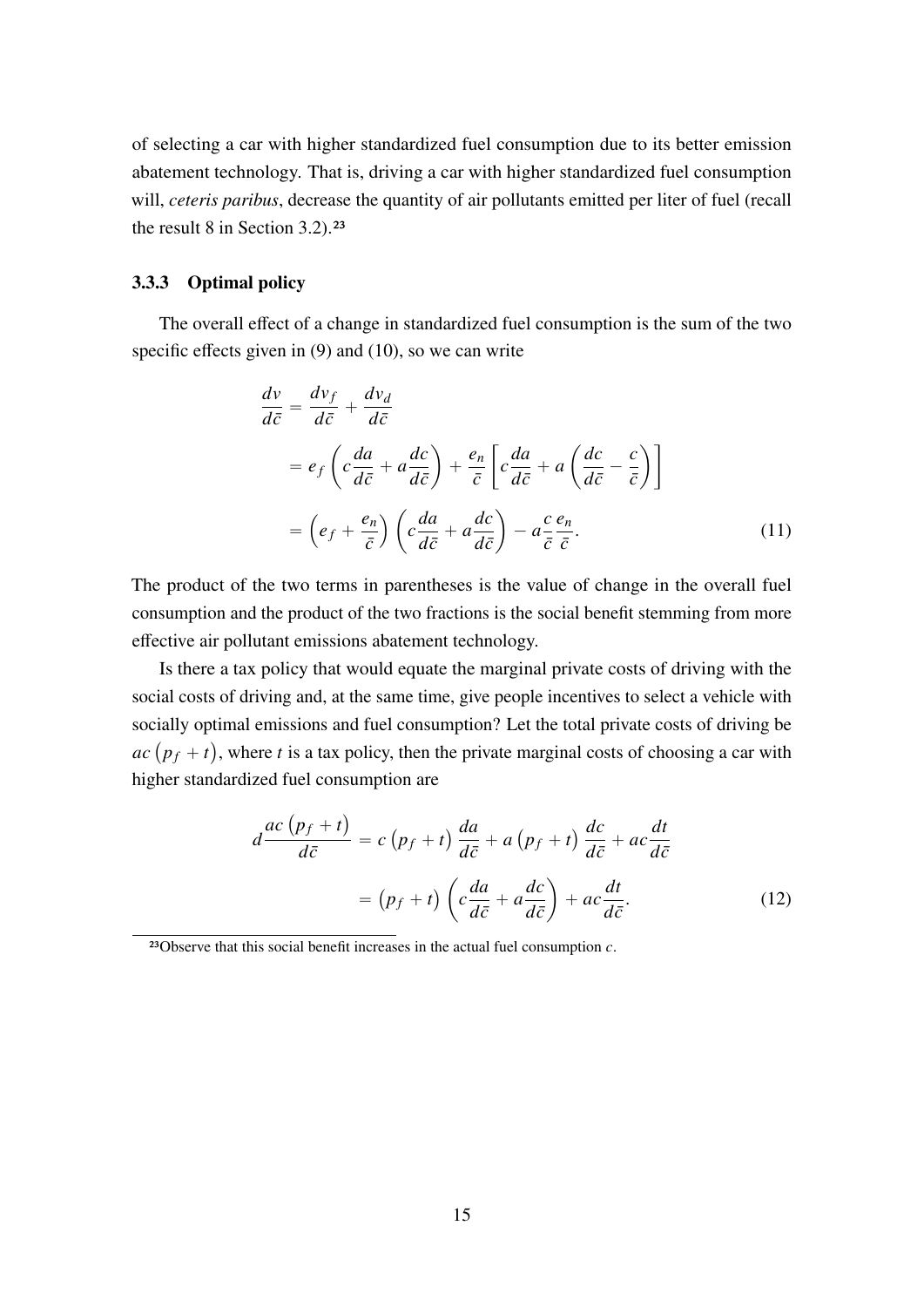of selecting a car with higher standardized fuel consumption due to its better emission abatement technology. That is, driving a car with higher standardized fuel consumption will, *ceteris paribus*, decrease the quantity of air pollutants emitted per liter of fuel (recall the result 8 in Section 3.2).[23]

### 3.3.3 Optimal policy

The overall effect of a change in standardized fuel consumption is the sum of the two specific effects given in (9) and (10), so we can write

$$
\begin{aligned}
\frac{dv}{d\bar{c}} &= \frac{dv_f}{d\bar{c}} + \frac{dv_d}{d\bar{c}} \\
&= e_f \left( c\frac{da}{d\bar{c}} + a\frac{dc}{d\bar{c}} \right) + \frac{e_n}{\bar{c}} \left[ c\frac{da}{d\bar{c}} + a\left( \frac{dc}{d\bar{c}} - \frac{c}{\bar{c}} \right) \right] \\
&= \left( e_f + \frac{e_n}{\bar{c}} \right) \left( c\frac{da}{d\bar{c}} + a\frac{dc}{d\bar{c}} \right) - a\frac{c}{\bar{c}}\frac{e_n}{\bar{c}}.
\end{aligned}
\tag{11}
$$

The product of the two terms in parentheses is the value of change in the overall fuel consumption and the product of the two fractions is the social benefit stemming from more effective air pollutant emissions abatement technology.

Is there a tax policy that would equate the marginal private costs of driving with the social costs of driving and, at the same time, give people incentives to select a vehicle with socially optimal emissions and fuel consumption? Let the total private costs of driving be $ac\left(p_f + t\right)$, where $t$ is a tax policy, then the private marginal costs of choosing a car with higher standardized fuel consumption are

$$
\begin{aligned}
d\frac{ac\left(p_f + t\right)}{d\bar{c}} &= c\left(p_f + t\right)\frac{da}{d\bar{c}} + a\left(p_f + t\right)\frac{dc}{d\bar{c}} + ac\frac{dt}{d\bar{c}} \\
&= \left(p_f + t\right)\left( c\frac{da}{d\bar{c}} + a\frac{dc}{d\bar{c}} \right) + ac\frac{dt}{d\bar{c}}.
\end{aligned}
\tag{12}
$$

[23] Observe that this social benefit increases in the actual fuel consumption $c$.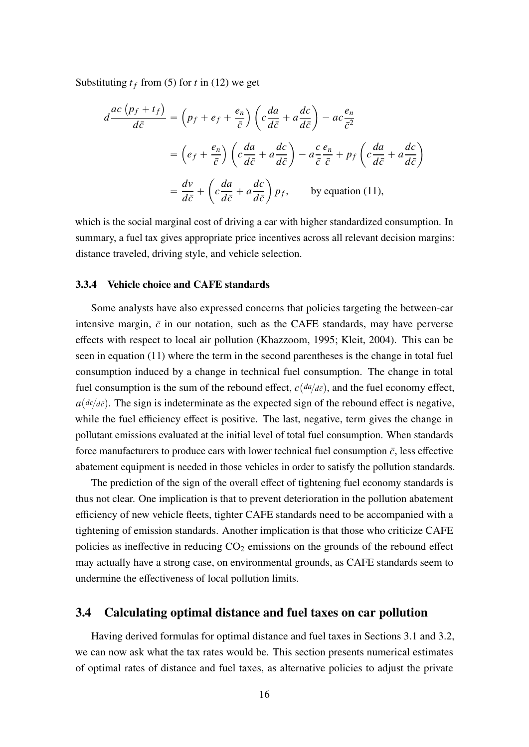Substituting $t_f$ from (5) for $t$ in (12) we get

$$
\begin{aligned}
d\frac{ac\left(p_f + t_f\right)}{d\bar{c}} &= \left(p_f + e_f + \frac{e_n}{\bar{c}}\right)\left(c\frac{da}{d\bar{c}} + a\frac{dc}{d\bar{c}}\right) - ac\frac{e_n}{\bar{c}^2} \\
&= \left(e_f + \frac{e_n}{\bar{c}}\right)\left(c\frac{da}{d\bar{c}} + a\frac{dc}{d\bar{c}}\right) - a\frac{c}{\bar{c}}\frac{e_n}{\bar{c}} + p_f\left(c\frac{da}{d\bar{c}} + a\frac{dc}{d\bar{c}}\right) \\
&= \frac{dv}{d\bar{c}} + \left(c\frac{da}{d\bar{c}} + a\frac{dc}{d\bar{c}}\right)p_f, \qquad \text{by equation (11),}
\end{aligned}
$$

which is the social marginal cost of driving a car with higher standardized consumption. In summary, a fuel tax gives appropriate price incentives across all relevant decision margins: distance traveled, driving style, and vehicle selection.

#### 3.3.4 Vehicle choice and CAFE standards

Some analysts have also expressed concerns that policies targeting the between-car intensive margin, $\bar{c}$ in our notation, such as the CAFE standards, may have perverse effects with respect to local air pollution (Khazzoom, 1995; Kleit, 2004). This can be seen in equation (11) where the term in the second parentheses is the change in total fuel consumption induced by a change in technical fuel consumption. The change in total fuel consumption is the sum of the rebound effect, $c({da}/{d\bar{c}})$, and the fuel economy effect, $a({dc}/{d\bar{c}})$. The sign is indeterminate as the expected sign of the rebound effect is negative, while the fuel efficiency effect is positive. The last, negative, term gives the change in pollutant emissions evaluated at the initial level of total fuel consumption. When standards force manufacturers to produce cars with lower technical fuel consumption $\bar{c}$, less effective abatement equipment is needed in those vehicles in order to satisfy the pollution standards.

The prediction of the sign of the overall effect of tightening fuel economy standards is thus not clear. One implication is that to prevent deterioration in the pollution abatement efficiency of new vehicle fleets, tighter CAFE standards need to be accompanied with a tightening of emission standards. Another implication is that those who criticize CAFE policies as ineffective in reducing $CO_2$ emissions on the grounds of the rebound effect may actually have a strong case, on environmental grounds, as CAFE standards seem to undermine the effectiveness of local pollution limits.

## 3.4 Calculating optimal distance and fuel taxes on car pollution

Having derived formulas for optimal distance and fuel taxes in Sections 3.1 and 3.2, we can now ask what the tax rates would be. This section presents numerical estimates of optimal rates of distance and fuel taxes, as alternative policies to adjust the private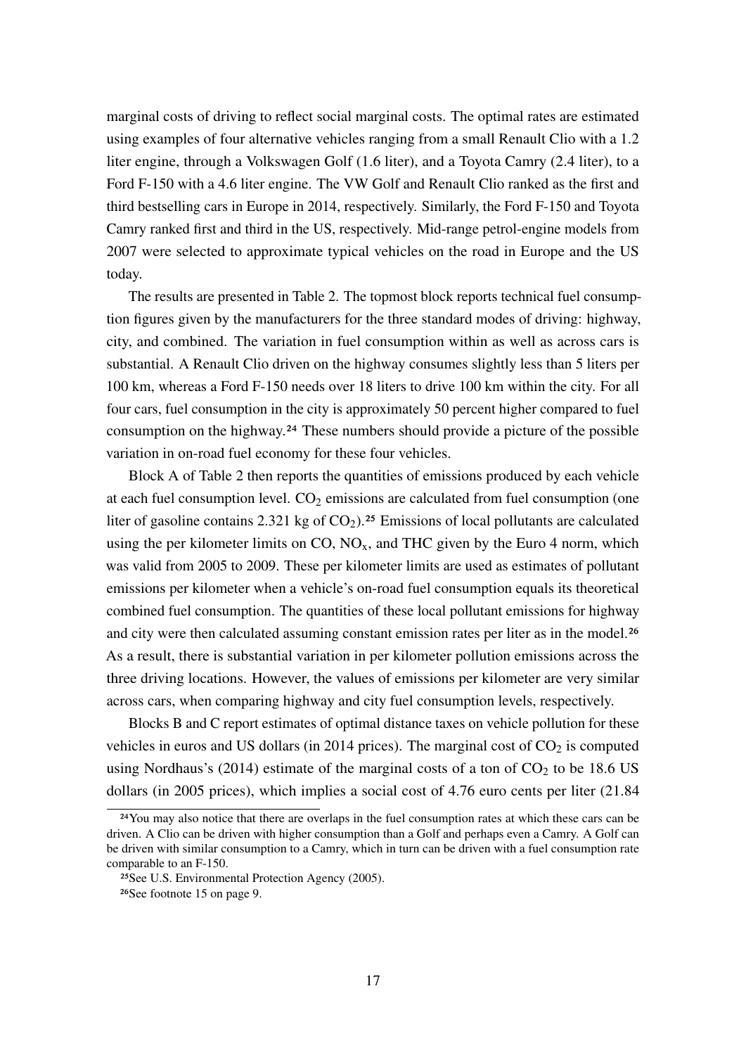marginal costs of driving to reflect social marginal costs. The optimal rates are estimated using examples of four alternative vehicles ranging from a small Renault Clio with a 1.2 liter engine, through a Volkswagen Golf (1.6 liter), and a Toyota Camry (2.4 liter), to a Ford F-150 with a 4.6 liter engine. The VW Golf and Renault Clio ranked as the first and third bestselling cars in Europe in 2014, respectively. Similarly, the Ford F-150 and Toyota Camry ranked first and third in the US, respectively. Mid-range petrol-engine models from 2007 were selected to approximate typical vehicles on the road in Europe and the US today.

The results are presented in Table 2. The topmost block reports technical fuel consumption figures given by the manufacturers for the three standard modes of driving: highway, city, and combined. The variation in fuel consumption within as well as across cars is substantial. A Renault Clio driven on the highway consumes slightly less than 5 liters per 100 km, whereas a Ford F-150 needs over 18 liters to drive 100 km within the city. For all four cars, fuel consumption in the city is approximately 50 percent higher compared to fuel consumption on the highway.[24] These numbers should provide a picture of the possible variation in on-road fuel economy for these four vehicles.

Block A of Table 2 then reports the quantities of emissions produced by each vehicle at each fuel consumption level. $CO_2$ emissions are calculated from fuel consumption (one liter of gasoline contains 2.321 kg of $CO_2$).[25] Emissions of local pollutants are calculated using the per kilometer limits on CO, $NO_x$, and THC given by the Euro 4 norm, which was valid from 2005 to 2009. These per kilometer limits are used as estimates of pollutant emissions per kilometer when a vehicle's on-road fuel consumption equals its theoretical combined fuel consumption. The quantities of these local pollutant emissions for highway and city were then calculated assuming constant emission rates per liter as in the model.[26] As a result, there is substantial variation in per kilometer pollution emissions across the three driving locations. However, the values of emissions per kilometer are very similar across cars, when comparing highway and city fuel consumption levels, respectively.

Blocks B and C report estimates of optimal distance taxes on vehicle pollution for these vehicles in euros and US dollars (in 2014 prices). The marginal cost of $CO_2$ is computed using Nordhaus's (2014) estimate of the marginal costs of a ton of $CO_2$ to be 18.6 US dollars (in 2005 prices), which implies a social cost of 4.76 euro cents per liter (21.84

[24] You may also notice that there are overlaps in the fuel consumption rates at which these cars can be driven. A Clio can be driven with higher consumption than a Golf and perhaps even a Camry. A Golf can be driven with similar consumption to a Camry, which in turn can be driven with a fuel consumption rate comparable to an F-150.

[25] See U.S. Environmental Protection Agency (2005).

[26] See footnote 15 on page 9.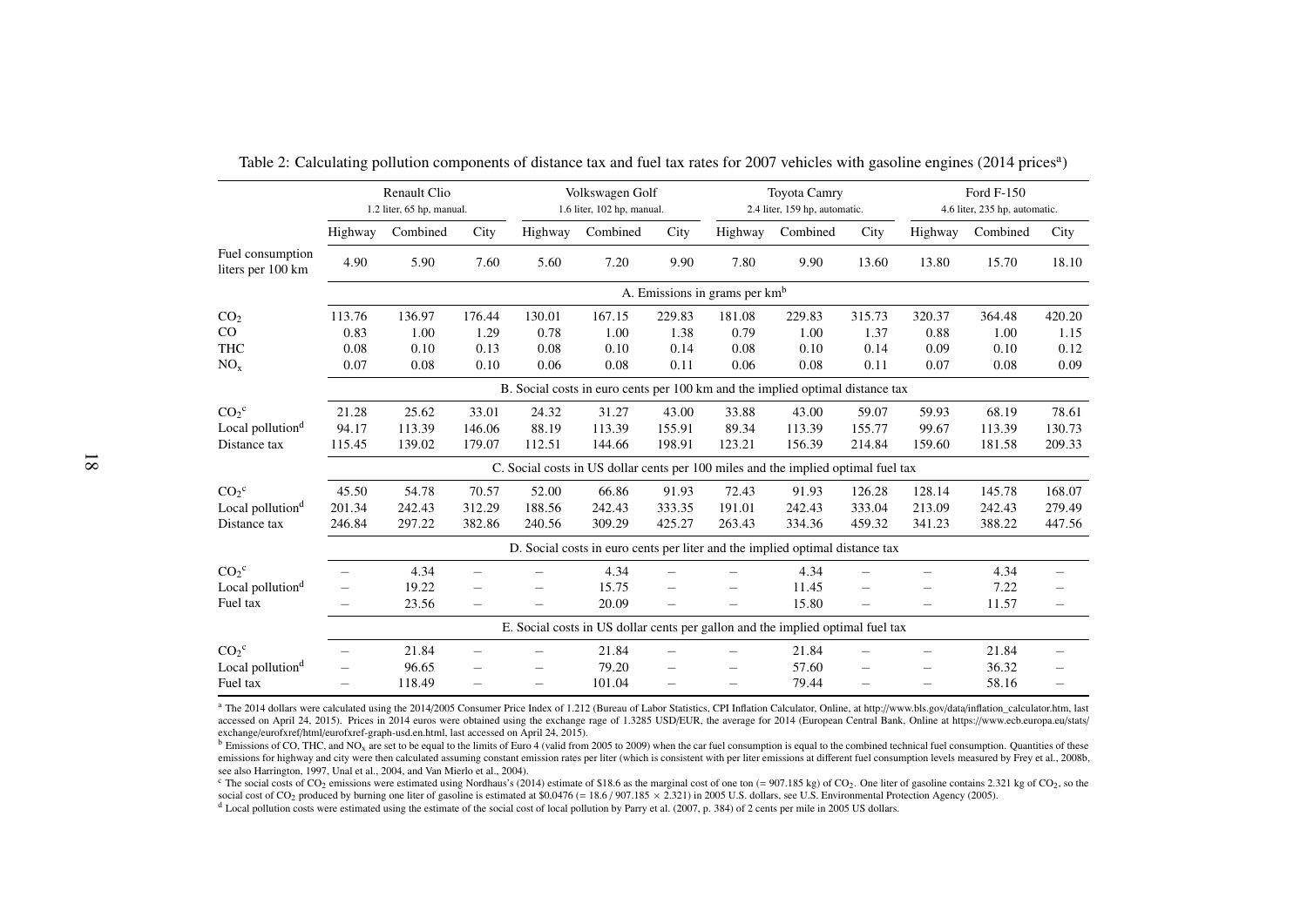Table 2: Calculating pollution components of distance tax and fuel tax rates for 2007 vehicles with gasoline engines (2014 prices[a])

| | Renault Clio 1.2 liter, 65 hp, manual. | | | Volkswagen Golf 1.6 liter, 102 hp, manual. | | | Toyota Camry 2.4 liter, 159 hp, automatic. | | | Ford F-150 4.6 liter, 235 hp, automatic. | | |
|---|---|---|---|---|---|---|---|---|---|---|---|---|
| | Highway | Combined | City | Highway | Combined | City | Highway | Combined | City | Highway | Combined | City |
| Fuel consumption liters per 100 km | 4.90 | 5.90 | 7.60 | 5.60 | 7.20 | 9.90 | 7.80 | 9.90 | 13.60 | 13.80 | 15.70 | 18.10 |
| | A. Emissions in grams per km[b] | | | | | | | | | | | |
| $CO_2$ | 113.76 | 136.97 | 176.44 | 130.01 | 167.15 | 229.83 | 181.08 | 229.83 | 315.73 | 320.37 | 364.48 | 420.20 |
| CO | 0.83 | 1.00 | 1.29 | 0.78 | 1.00 | 1.38 | 0.79 | 1.00 | 1.37 | 0.88 | 1.00 | 1.15 |
| THC | 0.08 | 0.10 | 0.13 | 0.08 | 0.10 | 0.14 | 0.08 | 0.10 | 0.14 | 0.09 | 0.10 | 0.12 |
| $NO_x$ | 0.07 | 0.08 | 0.10 | 0.06 | 0.08 | 0.11 | 0.06 | 0.08 | 0.11 | 0.07 | 0.08 | 0.09 |
| | B. Social costs in euro cents per 100 km and the implied optimal distance tax | | | | | | | | | | | |
| $CO_2$[c] | 21.28 | 25.62 | 33.01 | 24.32 | 31.27 | 43.00 | 33.88 | 43.00 | 59.07 | 59.93 | 68.19 | 78.61 |
| Local pollution[d] | 94.17 | 113.39 | 146.06 | 88.19 | 113.39 | 155.91 | 89.34 | 113.39 | 155.77 | 99.67 | 113.39 | 130.73 |
| Distance tax | 115.45 | 139.02 | 179.07 | 112.51 | 144.66 | 198.91 | 123.21 | 156.39 | 214.84 | 159.60 | 181.58 | 209.33 |
| | C. Social costs in US dollar cents per 100 miles and the implied optimal fuel tax | | | | | | | | | | | |
| $CO_2$[c] | 45.50 | 54.78 | 70.57 | 52.00 | 66.86 | 91.93 | 72.43 | 91.93 | 126.28 | 128.14 | 145.78 | 168.07 |
| Local pollution[d] | 201.34 | 242.43 | 312.29 | 188.56 | 242.43 | 333.35 | 191.01 | 242.43 | 333.04 | 213.09 | 242.43 | 279.49 |
| Distance tax | 246.84 | 297.22 | 382.86 | 240.56 | 309.29 | 425.27 | 263.43 | 334.36 | 459.32 | 341.23 | 388.22 | 447.56 |
| | D. Social costs in euro cents per liter and the implied optimal distance tax | | | | | | | | | | | |
| $CO_2$[c] | – | 4.34 | – | – | 4.34 | – | – | 4.34 | – | – | 4.34 | – |
| Local pollution[d] | – | 19.22 | – | – | 15.75 | – | – | 11.45 | – | – | 7.22 | – |
| Fuel tax | – | 23.56 | – | – | 20.09 | – | – | 15.80 | – | – | 11.57 | – |
| | E. Social costs in US dollar cents per gallon and the implied optimal fuel tax | | | | | | | | | | | |
| $CO_2$[c] | – | 21.84 | – | – | 21.84 | – | – | 21.84 | – | – | 21.84 | – |
| Local pollution[d] | – | 96.65 | – | – | 79.20 | – | – | 57.60 | – | – | 36.32 | – |
| Fuel tax | – | 118.49 | – | – | 101.04 | – | – | 79.44 | – | – | 58.16 | – |

[a] The 2014 dollars were calculated using the 2014/2005 Consumer Price Index of 1.212 (Bureau of Labor Statistics, CPI Inflation Calculator, Online, at http://www.bls.gov/data/inflation_calculator.htm, last accessed on April 24, 2015). Prices in 2014 euros were obtained using the exchange rage of 1.3285 USD/EUR, the average for 2014 (European Central Bank, Online at https://www.ecb.europa.eu/stats/exchange/eurofxref/html/eurofxref-graph-usd.en.html, last accessed on April 24, 2015).

[b] Emissions of CO, THC, and $NO_x$ are set to be equal to the limits of Euro 4 (valid from 2005 to 2009) when the car fuel consumption is equal to the combined technical fuel consumption. Quantities of these emissions for highway and city were then calculated assuming constant emission rates per liter (which is consistent with per liter emissions at different fuel consumption levels measured by Frey et al., 2008b, see also Harrington, 1997, Unal et al., 2004, and Van Mierlo et al., 2004).

[c] The social costs of $CO_2$ emissions were estimated using Nordhaus's (2014) estimate of $18.6 as the marginal cost of one ton (= 907.185 kg) of $CO_2$. One liter of gasoline contains 2.321 kg of $CO_2$, so the social cost of $CO_2$ produced by burning one liter of gasoline is estimated at $0.0476 (= 18.6 / 907.185 × 2.321) in 2005 U.S. dollars, see U.S. Environmental Protection Agency (2005).

[d] Local pollution costs were estimated using the estimate of the social cost of local pollution by Parry et al. (2007, p. 384) of 2 cents per mile in 2005 US dollars.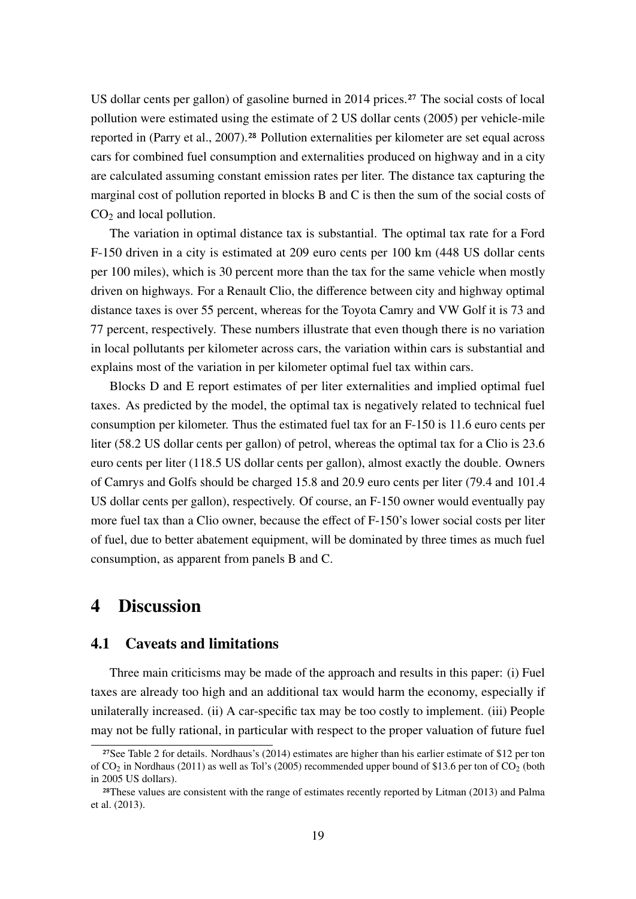US dollar cents per gallon) of gasoline burned in 2014 prices.[27] The social costs of local pollution were estimated using the estimate of 2 US dollar cents (2005) per vehicle-mile reported in (Parry et al., 2007).[28] Pollution externalities per kilometer are set equal across cars for combined fuel consumption and externalities produced on highway and in a city are calculated assuming constant emission rates per liter. The distance tax capturing the marginal cost of pollution reported in blocks B and C is then the sum of the social costs of $CO_2$ and local pollution.

The variation in optimal distance tax is substantial. The optimal tax rate for a Ford F-150 driven in a city is estimated at 209 euro cents per 100 km (448 US dollar cents per 100 miles), which is 30 percent more than the tax for the same vehicle when mostly driven on highways. For a Renault Clio, the difference between city and highway optimal distance taxes is over 55 percent, whereas for the Toyota Camry and VW Golf it is 73 and 77 percent, respectively. These numbers illustrate that even though there is no variation in local pollutants per kilometer across cars, the variation within cars is substantial and explains most of the variation in per kilometer optimal fuel tax within cars.

Blocks D and E report estimates of per liter externalities and implied optimal fuel taxes. As predicted by the model, the optimal tax is negatively related to technical fuel consumption per kilometer. Thus the estimated fuel tax for an F-150 is 11.6 euro cents per liter (58.2 US dollar cents per gallon) of petrol, whereas the optimal tax for a Clio is 23.6 euro cents per liter (118.5 US dollar cents per gallon), almost exactly the double. Owners of Camrys and Golfs should be charged 15.8 and 20.9 euro cents per liter (79.4 and 101.4 US dollar cents per gallon), respectively. Of course, an F-150 owner would eventually pay more fuel tax than a Clio owner, because the effect of F-150's lower social costs per liter of fuel, due to better abatement equipment, will be dominated by three times as much fuel consumption, as apparent from panels B and C.

# 4 Discussion

## 4.1 Caveats and limitations

Three main criticisms may be made of the approach and results in this paper: (i) Fuel taxes are already too high and an additional tax would harm the economy, especially if unilaterally increased. (ii) A car-specific tax may be too costly to implement. (iii) People may not be fully rational, in particular with respect to the proper valuation of future fuel

[27] See Table 2 for details. Nordhaus's (2014) estimates are higher than his earlier estimate of \$12 per ton of $CO_2$ in Nordhaus (2011) as well as Tol's (2005) recommended upper bound of \$13.6 per ton of $CO_2$ (both in 2005 US dollars).

[28] These values are consistent with the range of estimates recently reported by Litman (2013) and Palma et al. (2013).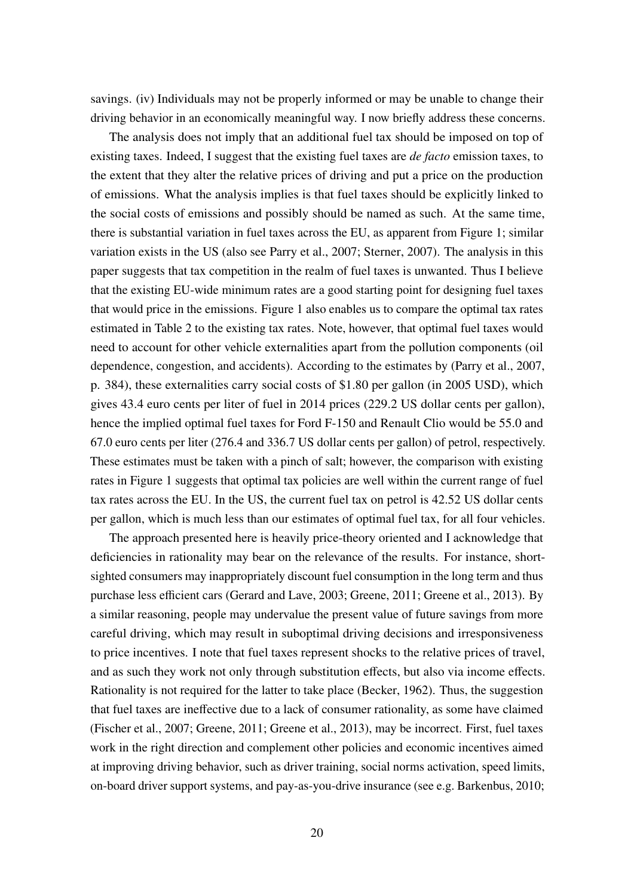savings. (iv) Individuals may not be properly informed or may be unable to change their driving behavior in an economically meaningful way. I now briefly address these concerns.

The analysis does not imply that an additional fuel tax should be imposed on top of existing taxes. Indeed, I suggest that the existing fuel taxes are *de facto* emission taxes, to the extent that they alter the relative prices of driving and put a price on the production of emissions. What the analysis implies is that fuel taxes should be explicitly linked to the social costs of emissions and possibly should be named as such. At the same time, there is substantial variation in fuel taxes across the EU, as apparent from Figure 1; similar variation exists in the US (also see Parry et al., 2007; Sterner, 2007). The analysis in this paper suggests that tax competition in the realm of fuel taxes is unwanted. Thus I believe that the existing EU-wide minimum rates are a good starting point for designing fuel taxes that would price in the emissions. Figure 1 also enables us to compare the optimal tax rates estimated in Table 2 to the existing tax rates. Note, however, that optimal fuel taxes would need to account for other vehicle externalities apart from the pollution components (oil dependence, congestion, and accidents). According to the estimates by (Parry et al., 2007, p. 384), these externalities carry social costs of \$1.80 per gallon (in 2005 USD), which gives 43.4 euro cents per liter of fuel in 2014 prices (229.2 US dollar cents per gallon), hence the implied optimal fuel taxes for Ford F-150 and Renault Clio would be 55.0 and 67.0 euro cents per liter (276.4 and 336.7 US dollar cents per gallon) of petrol, respectively. These estimates must be taken with a pinch of salt; however, the comparison with existing rates in Figure 1 suggests that optimal tax policies are well within the current range of fuel tax rates across the EU. In the US, the current fuel tax on petrol is 42.52 US dollar cents per gallon, which is much less than our estimates of optimal fuel tax, for all four vehicles.

The approach presented here is heavily price-theory oriented and I acknowledge that deficiencies in rationality may bear on the relevance of the results. For instance, short-sighted consumers may inappropriately discount fuel consumption in the long term and thus purchase less efficient cars (Gerard and Lave, 2003; Greene, 2011; Greene et al., 2013). By a similar reasoning, people may undervalue the present value of future savings from more careful driving, which may result in suboptimal driving decisions and irresponsiveness to price incentives. I note that fuel taxes represent shocks to the relative prices of travel, and as such they work not only through substitution effects, but also via income effects. Rationality is not required for the latter to take place (Becker, 1962). Thus, the suggestion that fuel taxes are ineffective due to a lack of consumer rationality, as some have claimed (Fischer et al., 2007; Greene, 2011; Greene et al., 2013), may be incorrect. First, fuel taxes work in the right direction and complement other policies and economic incentives aimed at improving driving behavior, such as driver training, social norms activation, speed limits, on-board driver support systems, and pay-as-you-drive insurance (see e.g. Barkenbus, 2010;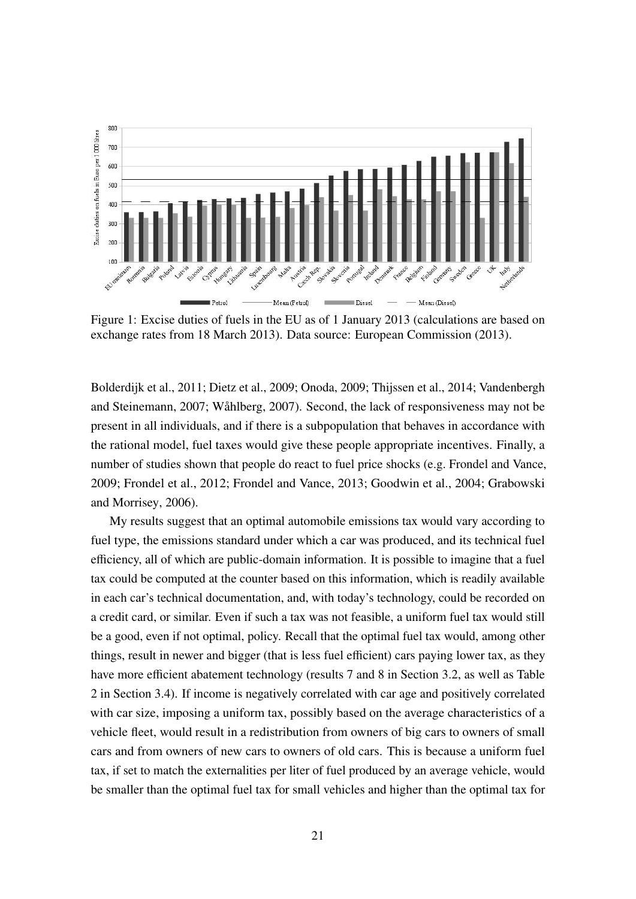Figure 1: Excise duties of fuels in the EU as of 1 January 2013 (calculations are based on exchange rates from 18 March 2013). Data source: European Commission (2013).

Bolderdijk et al., 2011; Dietz et al., 2009; Onoda, 2009; Thijssen et al., 2014; Vandenbergh and Steinemann, 2007; Wåhlberg, 2007). Second, the lack of responsiveness may not be present in all individuals, and if there is a subpopulation that behaves in accordance with the rational model, fuel taxes would give these people appropriate incentives. Finally, a number of studies shown that people do react to fuel price shocks (e.g. Frondel and Vance, 2009; Frondel et al., 2012; Frondel and Vance, 2013; Goodwin et al., 2004; Grabowski and Morrisey, 2006).

My results suggest that an optimal automobile emissions tax would vary according to fuel type, the emissions standard under which a car was produced, and its technical fuel efficiency, all of which are public-domain information. It is possible to imagine that a fuel tax could be computed at the counter based on this information, which is readily available in each car's technical documentation, and, with today's technology, could be recorded on a credit card, or similar. Even if such a tax was not feasible, a uniform fuel tax would still be a good, even if not optimal, policy. Recall that the optimal fuel tax would, among other things, result in newer and bigger (that is less fuel efficient) cars paying lower tax, as they have more efficient abatement technology (results 7 and 8 in Section 3.2, as well as Table 2 in Section 3.4). If income is negatively correlated with car age and positively correlated with car size, imposing a uniform tax, possibly based on the average characteristics of a vehicle fleet, would result in a redistribution from owners of big cars to owners of small cars and from owners of new cars to owners of old cars. This is because a uniform fuel tax, if set to match the externalities per liter of fuel produced by an average vehicle, would be smaller than the optimal fuel tax for small vehicles and higher than the optimal tax for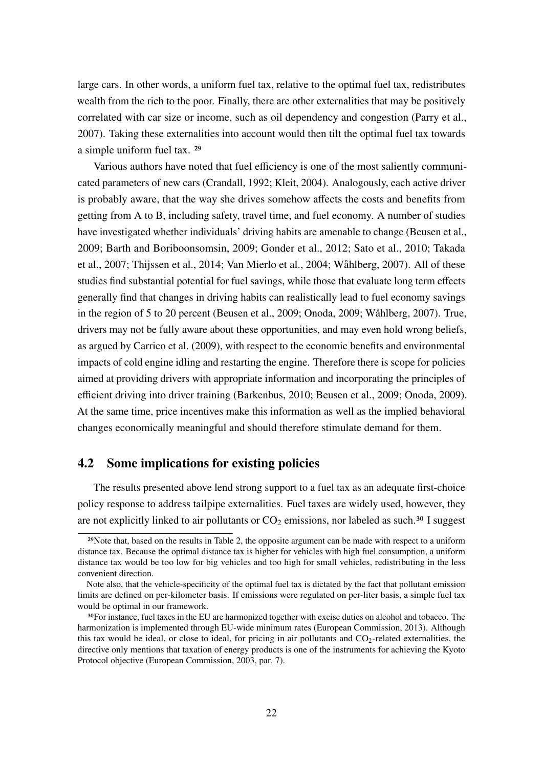large cars. In other words, a uniform fuel tax, relative to the optimal fuel tax, redistributes wealth from the rich to the poor. Finally, there are other externalities that may be positively correlated with car size or income, such as oil dependency and congestion (Parry et al., 2007). Taking these externalities into account would then tilt the optimal fuel tax towards a simple uniform fuel tax. [29]

Various authors have noted that fuel efficiency is one of the most saliently communicated parameters of new cars (Crandall, 1992; Kleit, 2004). Analogously, each active driver is probably aware, that the way she drives somehow affects the costs and benefits from getting from A to B, including safety, travel time, and fuel economy. A number of studies have investigated whether individuals' driving habits are amenable to change (Beusen et al., 2009; Barth and Boriboonsomsin, 2009; Gonder et al., 2012; Sato et al., 2010; Takada et al., 2007; Thijssen et al., 2014; Van Mierlo et al., 2004; Wåhlberg, 2007). All of these studies find substantial potential for fuel savings, while those that evaluate long term effects generally find that changes in driving habits can realistically lead to fuel economy savings in the region of 5 to 20 percent (Beusen et al., 2009; Onoda, 2009; Wåhlberg, 2007). True, drivers may not be fully aware about these opportunities, and may even hold wrong beliefs, as argued by Carrico et al. (2009), with respect to the economic benefits and environmental impacts of cold engine idling and restarting the engine. Therefore there is scope for policies aimed at providing drivers with appropriate information and incorporating the principles of efficient driving into driver training (Barkenbus, 2010; Beusen et al., 2009; Onoda, 2009). At the same time, price incentives make this information as well as the implied behavioral changes economically meaningful and should therefore stimulate demand for them.

## 4.2 Some implications for existing policies

The results presented above lend strong support to a fuel tax as an adequate first-choice policy response to address tailpipe externalities. Fuel taxes are widely used, however, they are not explicitly linked to air pollutants or $CO_2$ emissions, nor labeled as such.[30] I suggest

[29]Note that, based on the results in Table 2, the opposite argument can be made with respect to a uniform distance tax. Because the optimal distance tax is higher for vehicles with high fuel consumption, a uniform distance tax would be too low for big vehicles and too high for small vehicles, redistributing in the less convenient direction.

Note also, that the vehicle-specificity of the optimal fuel tax is dictated by the fact that pollutant emission limits are defined on per-kilometer basis. If emissions were regulated on per-liter basis, a simple fuel tax would be optimal in our framework.

[30]For instance, fuel taxes in the EU are harmonized together with excise duties on alcohol and tobacco. The harmonization is implemented through EU-wide minimum rates (European Commission, 2013). Although this tax would be ideal, or close to ideal, for pricing in air pollutants and $CO_2$-related externalities, the directive only mentions that taxation of energy products is one of the instruments for achieving the Kyoto Protocol objective (European Commission, 2003, par. 7).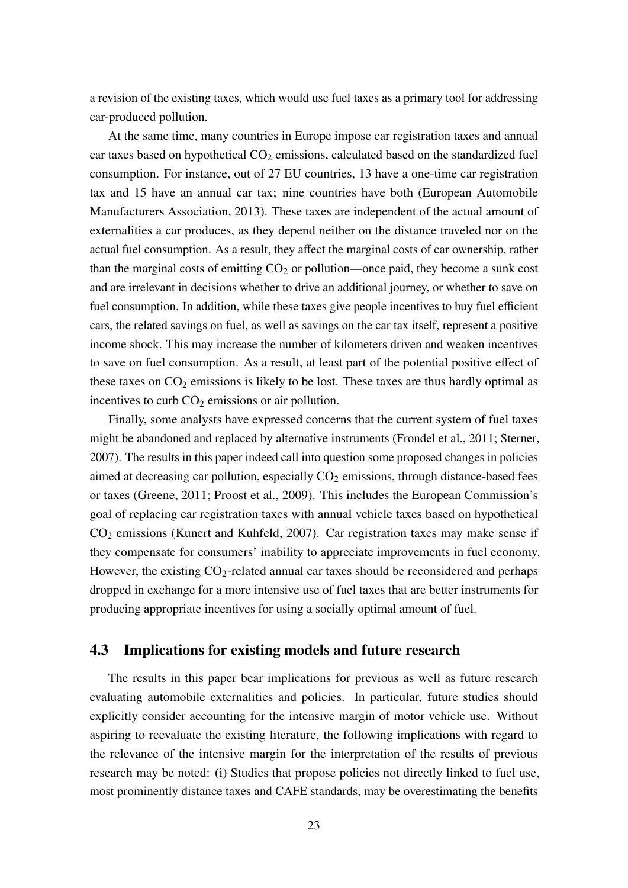a revision of the existing taxes, which would use fuel taxes as a primary tool for addressing car-produced pollution.

At the same time, many countries in Europe impose car registration taxes and annual car taxes based on hypothetical $CO_2$ emissions, calculated based on the standardized fuel consumption. For instance, out of 27 EU countries, 13 have a one-time car registration tax and 15 have an annual car tax; nine countries have both (European Automobile Manufacturers Association, 2013). These taxes are independent of the actual amount of externalities a car produces, as they depend neither on the distance traveled nor on the actual fuel consumption. As a result, they affect the marginal costs of car ownership, rather than the marginal costs of emitting $CO_2$ or pollution—once paid, they become a sunk cost and are irrelevant in decisions whether to drive an additional journey, or whether to save on fuel consumption. In addition, while these taxes give people incentives to buy fuel efficient cars, the related savings on fuel, as well as savings on the car tax itself, represent a positive income shock. This may increase the number of kilometers driven and weaken incentives to save on fuel consumption. As a result, at least part of the potential positive effect of these taxes on $CO_2$ emissions is likely to be lost. These taxes are thus hardly optimal as incentives to curb $CO_2$ emissions or air pollution.

Finally, some analysts have expressed concerns that the current system of fuel taxes might be abandoned and replaced by alternative instruments (Frondel et al., 2011; Sterner, 2007). The results in this paper indeed call into question some proposed changes in policies aimed at decreasing car pollution, especially $CO_2$ emissions, through distance-based fees or taxes (Greene, 2011; Proost et al., 2009). This includes the European Commission's goal of replacing car registration taxes with annual vehicle taxes based on hypothetical $CO_2$ emissions (Kunert and Kuhfeld, 2007). Car registration taxes may make sense if they compensate for consumers' inability to appreciate improvements in fuel economy. However, the existing $CO_2$-related annual car taxes should be reconsidered and perhaps dropped in exchange for a more intensive use of fuel taxes that are better instruments for producing appropriate incentives for using a socially optimal amount of fuel.

## 4.3 Implications for existing models and future research

The results in this paper bear implications for previous as well as future research evaluating automobile externalities and policies. In particular, future studies should explicitly consider accounting for the intensive margin of motor vehicle use. Without aspiring to reevaluate the existing literature, the following implications with regard to the relevance of the intensive margin for the interpretation of the results of previous research may be noted: (i) Studies that propose policies not directly linked to fuel use, most prominently distance taxes and CAFE standards, may be overestimating the benefits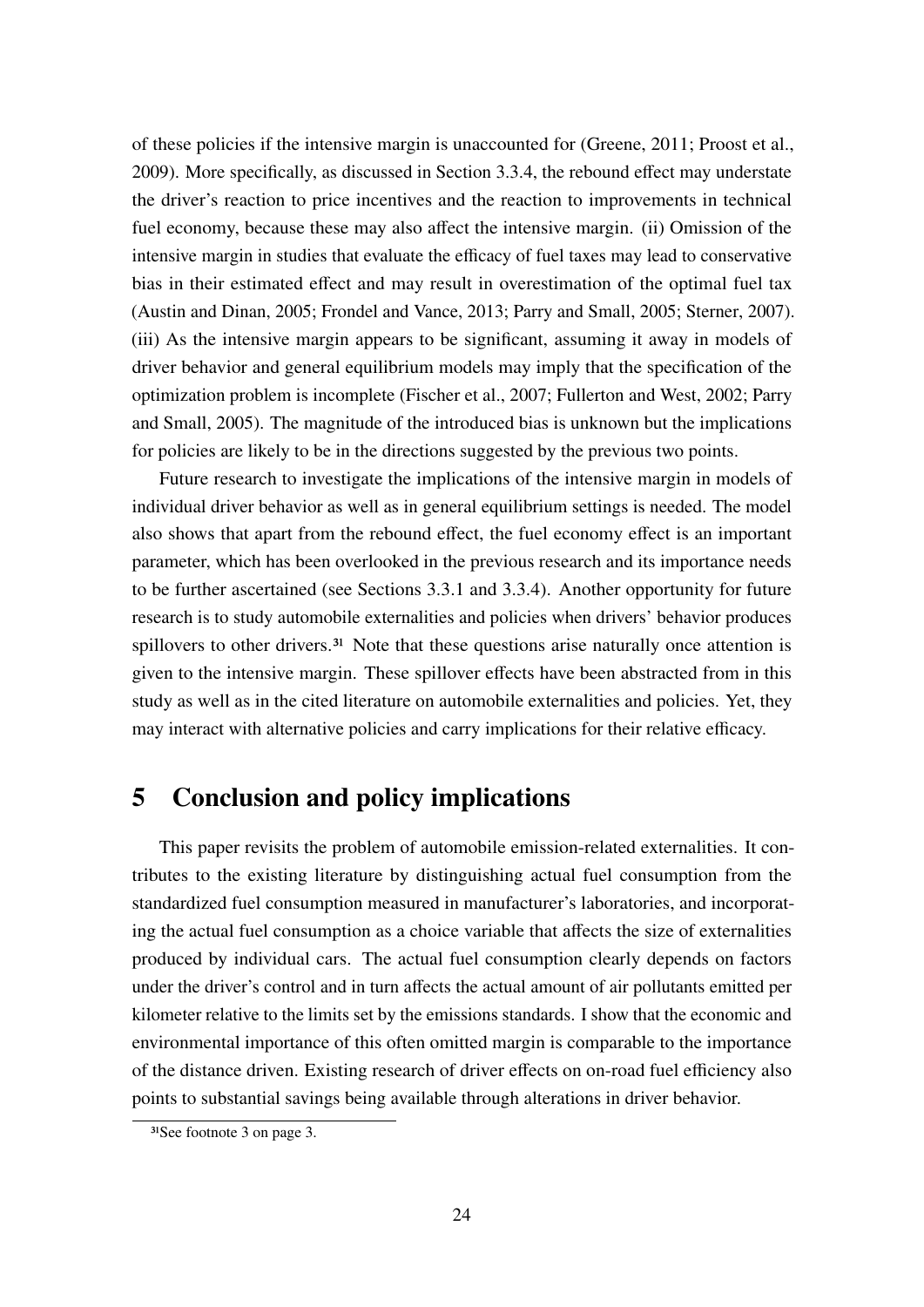of these policies if the intensive margin is unaccounted for (Greene, 2011; Proost et al., 2009). More specifically, as discussed in Section 3.3.4, the rebound effect may understate the driver's reaction to price incentives and the reaction to improvements in technical fuel economy, because these may also affect the intensive margin. (ii) Omission of the intensive margin in studies that evaluate the efficacy of fuel taxes may lead to conservative bias in their estimated effect and may result in overestimation of the optimal fuel tax (Austin and Dinan, 2005; Frondel and Vance, 2013; Parry and Small, 2005; Sterner, 2007). (iii) As the intensive margin appears to be significant, assuming it away in models of driver behavior and general equilibrium models may imply that the specification of the optimization problem is incomplete (Fischer et al., 2007; Fullerton and West, 2002; Parry and Small, 2005). The magnitude of the introduced bias is unknown but the implications for policies are likely to be in the directions suggested by the previous two points.

Future research to investigate the implications of the intensive margin in models of individual driver behavior as well as in general equilibrium settings is needed. The model also shows that apart from the rebound effect, the fuel economy effect is an important parameter, which has been overlooked in the previous research and its importance needs to be further ascertained (see Sections 3.3.1 and 3.3.4). Another opportunity for future research is to study automobile externalities and policies when drivers' behavior produces spillovers to other drivers.[31] Note that these questions arise naturally once attention is given to the intensive margin. These spillover effects have been abstracted from in this study as well as in the cited literature on automobile externalities and policies. Yet, they may interact with alternative policies and carry implications for their relative efficacy.

# 5 Conclusion and policy implications

This paper revisits the problem of automobile emission-related externalities. It contributes to the existing literature by distinguishing actual fuel consumption from the standardized fuel consumption measured in manufacturer's laboratories, and incorporating the actual fuel consumption as a choice variable that affects the size of externalities produced by individual cars. The actual fuel consumption clearly depends on factors under the driver's control and in turn affects the actual amount of air pollutants emitted per kilometer relative to the limits set by the emissions standards. I show that the economic and environmental importance of this often omitted margin is comparable to the importance of the distance driven. Existing research of driver effects on on-road fuel efficiency also points to substantial savings being available through alterations in driver behavior.

[31]See footnote 3 on page 3.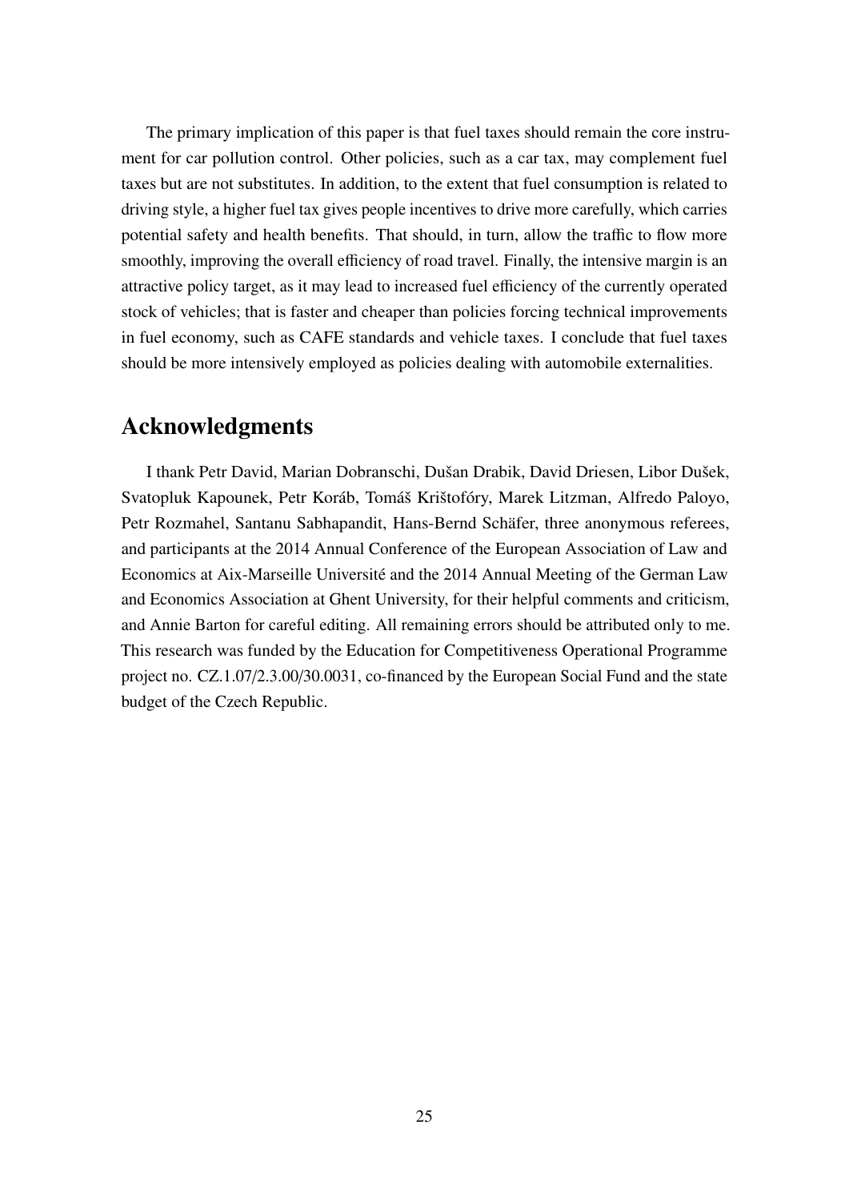The primary implication of this paper is that fuel taxes should remain the core instrument for car pollution control. Other policies, such as a car tax, may complement fuel taxes but are not substitutes. In addition, to the extent that fuel consumption is related to driving style, a higher fuel tax gives people incentives to drive more carefully, which carries potential safety and health benefits. That should, in turn, allow the traffic to flow more smoothly, improving the overall efficiency of road travel. Finally, the intensive margin is an attractive policy target, as it may lead to increased fuel efficiency of the currently operated stock of vehicles; that is faster and cheaper than policies forcing technical improvements in fuel economy, such as CAFE standards and vehicle taxes. I conclude that fuel taxes should be more intensively employed as policies dealing with automobile externalities.

## Acknowledgments

I thank Petr David, Marian Dobranschi, Dušan Drabik, David Driesen, Libor Dušek, Svatopluk Kapounek, Petr Koráb, Tomáš Krištofóry, Marek Litzman, Alfredo Paloyo, Petr Rozmahel, Santanu Sabhapandit, Hans-Bernd Schäfer, three anonymous referees, and participants at the 2014 Annual Conference of the European Association of Law and Economics at Aix-Marseille Université and the 2014 Annual Meeting of the German Law and Economics Association at Ghent University, for their helpful comments and criticism, and Annie Barton for careful editing. All remaining errors should be attributed only to me. This research was funded by the Education for Competitiveness Operational Programme project no. CZ.1.07/2.3.00/30.0031, co-financed by the European Social Fund and the state budget of the Czech Republic.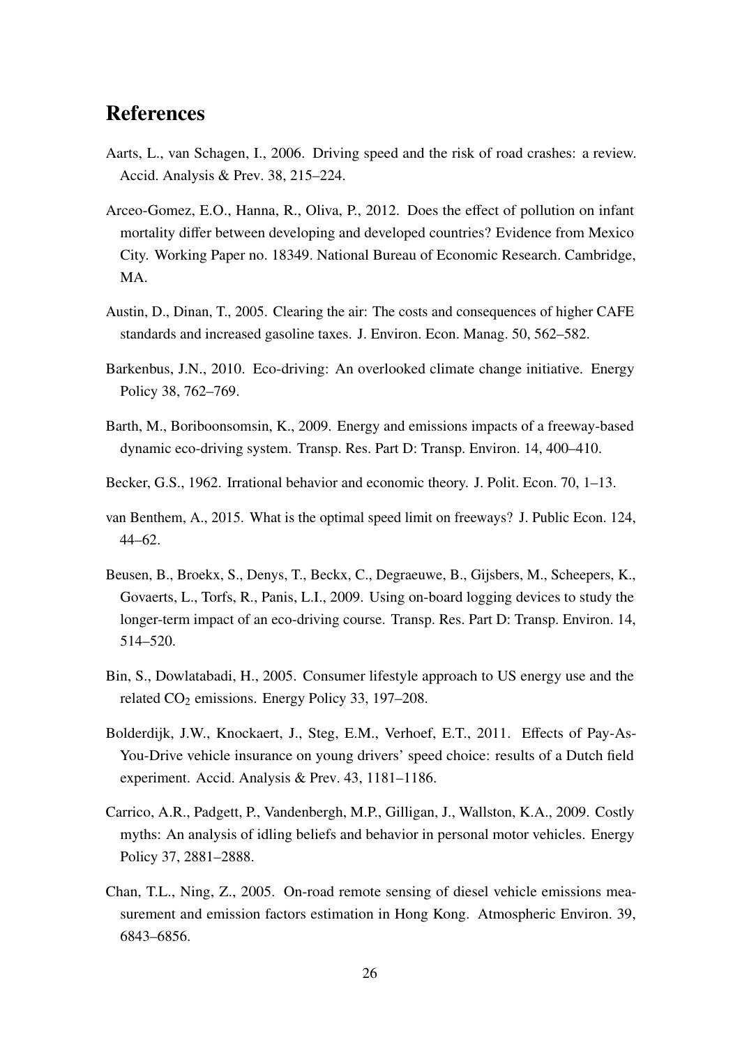## References

Aarts, L., van Schagen, I., 2006. Driving speed and the risk of road crashes: a review. Accid. Analysis & Prev. 38, 215–224.

Arceo-Gomez, E.O., Hanna, R., Oliva, P., 2012. Does the effect of pollution on infant mortality differ between developing and developed countries? Evidence from Mexico City. Working Paper no. 18349. National Bureau of Economic Research. Cambridge, MA.

Austin, D., Dinan, T., 2005. Clearing the air: The costs and consequences of higher CAFE standards and increased gasoline taxes. J. Environ. Econ. Manag. 50, 562–582.

Barkenbus, J.N., 2010. Eco-driving: An overlooked climate change initiative. Energy Policy 38, 762–769.

Barth, M., Boriboonsomsin, K., 2009. Energy and emissions impacts of a freeway-based dynamic eco-driving system. Transp. Res. Part D: Transp. Environ. 14, 400–410.

Becker, G.S., 1962. Irrational behavior and economic theory. J. Polit. Econ. 70, 1–13.

van Benthem, A., 2015. What is the optimal speed limit on freeways? J. Public Econ. 124, 44–62.

Beusen, B., Broekx, S., Denys, T., Beckx, C., Degraeuwe, B., Gijsbers, M., Scheepers, K., Govaerts, L., Torfs, R., Panis, L.I., 2009. Using on-board logging devices to study the longer-term impact of an eco-driving course. Transp. Res. Part D: Transp. Environ. 14, 514–520.

Bin, S., Dowlatabadi, H., 2005. Consumer lifestyle approach to US energy use and the related $CO_2$ emissions. Energy Policy 33, 197–208.

Bolderdijk, J.W., Knockaert, J., Steg, E.M., Verhoef, E.T., 2011. Effects of Pay-As-You-Drive vehicle insurance on young drivers' speed choice: results of a Dutch field experiment. Accid. Analysis & Prev. 43, 1181–1186.

Carrico, A.R., Padgett, P., Vandenbergh, M.P., Gilligan, J., Wallston, K.A., 2009. Costly myths: An analysis of idling beliefs and behavior in personal motor vehicles. Energy Policy 37, 2881–2888.

Chan, T.L., Ning, Z., 2005. On-road remote sensing of diesel vehicle emissions measurement and emission factors estimation in Hong Kong. Atmospheric Environ. 39, 6843–6856.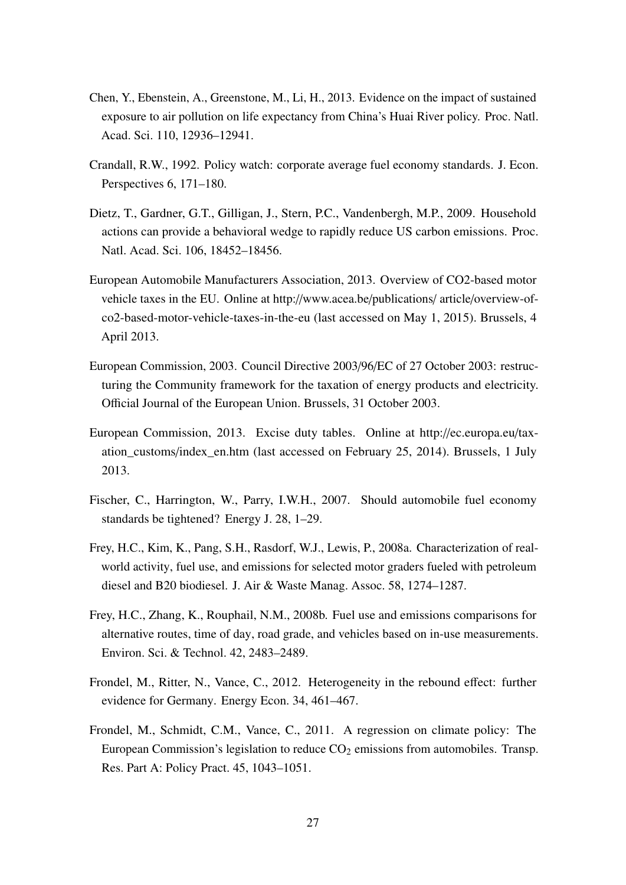Chen, Y., Ebenstein, A., Greenstone, M., Li, H., 2013. Evidence on the impact of sustained exposure to air pollution on life expectancy from China's Huai River policy. Proc. Natl. Acad. Sci. 110, 12936–12941.

Crandall, R.W., 1992. Policy watch: corporate average fuel economy standards. J. Econ. Perspectives 6, 171–180.

Dietz, T., Gardner, G.T., Gilligan, J., Stern, P.C., Vandenbergh, M.P., 2009. Household actions can provide a behavioral wedge to rapidly reduce US carbon emissions. Proc. Natl. Acad. Sci. 106, 18452–18456.

European Automobile Manufacturers Association, 2013. Overview of CO2-based motor vehicle taxes in the EU. Online at http://www.acea.be/publications/ article/overview-of-co2-based-motor-vehicle-taxes-in-the-eu (last accessed on May 1, 2015). Brussels, 4 April 2013.

European Commission, 2003. Council Directive 2003/96/EC of 27 October 2003: restructuring the Community framework for the taxation of energy products and electricity. Official Journal of the European Union. Brussels, 31 October 2003.

European Commission, 2013. Excise duty tables. Online at http://ec.europa.eu/taxation_customs/index_en.htm (last accessed on February 25, 2014). Brussels, 1 July 2013.

Fischer, C., Harrington, W., Parry, I.W.H., 2007. Should automobile fuel economy standards be tightened? Energy J. 28, 1–29.

Frey, H.C., Kim, K., Pang, S.H., Rasdorf, W.J., Lewis, P., 2008a. Characterization of real-world activity, fuel use, and emissions for selected motor graders fueled with petroleum diesel and B20 biodiesel. J. Air & Waste Manag. Assoc. 58, 1274–1287.

Frey, H.C., Zhang, K., Rouphail, N.M., 2008b. Fuel use and emissions comparisons for alternative routes, time of day, road grade, and vehicles based on in-use measurements. Environ. Sci. & Technol. 42, 2483–2489.

Frondel, M., Ritter, N., Vance, C., 2012. Heterogeneity in the rebound effect: further evidence for Germany. Energy Econ. 34, 461–467.

Frondel, M., Schmidt, C.M., Vance, C., 2011. A regression on climate policy: The European Commission's legislation to reduce $CO_2$ emissions from automobiles. Transp. Res. Part A: Policy Pract. 45, 1043–1051.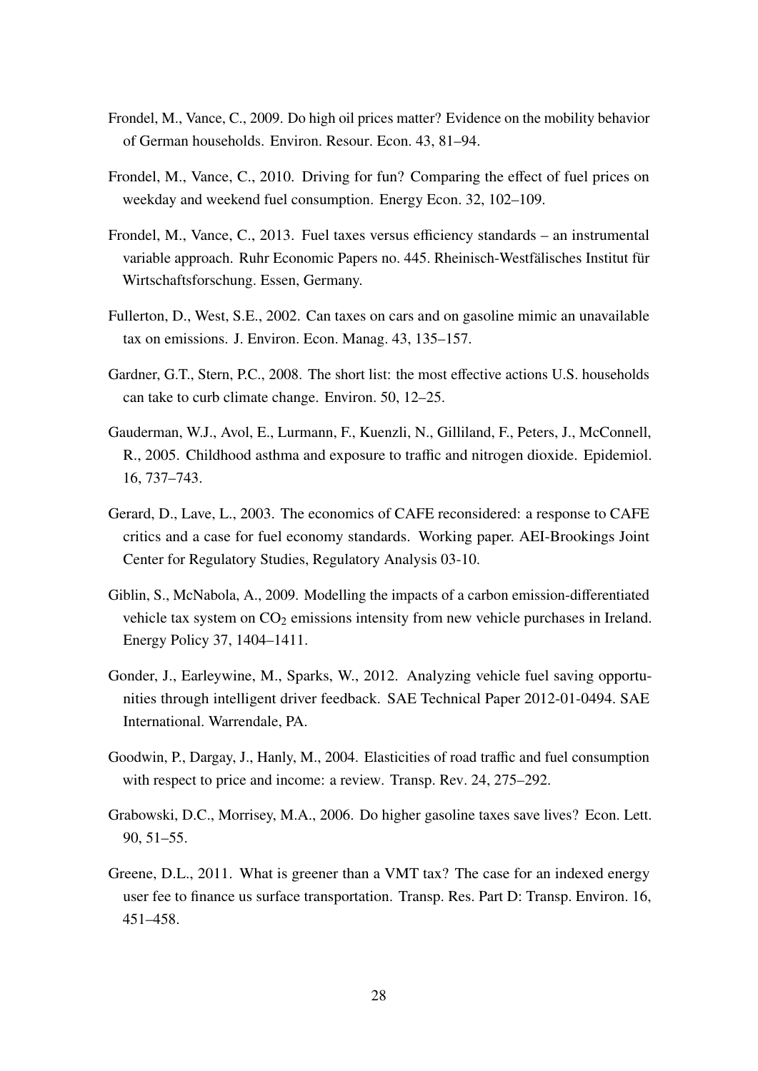Frondel, M., Vance, C., 2009. Do high oil prices matter? Evidence on the mobility behavior of German households. Environ. Resour. Econ. 43, 81–94.

Frondel, M., Vance, C., 2010. Driving for fun? Comparing the effect of fuel prices on weekday and weekend fuel consumption. Energy Econ. 32, 102–109.

Frondel, M., Vance, C., 2013. Fuel taxes versus efficiency standards – an instrumental variable approach. Ruhr Economic Papers no. 445. Rheinisch-Westfälisches Institut für Wirtschaftsforschung. Essen, Germany.

Fullerton, D., West, S.E., 2002. Can taxes on cars and on gasoline mimic an unavailable tax on emissions. J. Environ. Econ. Manag. 43, 135–157.

Gardner, G.T., Stern, P.C., 2008. The short list: the most effective actions U.S. households can take to curb climate change. Environ. 50, 12–25.

Gauderman, W.J., Avol, E., Lurmann, F., Kuenzli, N., Gilliland, F., Peters, J., McConnell, R., 2005. Childhood asthma and exposure to traffic and nitrogen dioxide. Epidemiol. 16, 737–743.

Gerard, D., Lave, L., 2003. The economics of CAFE reconsidered: a response to CAFE critics and a case for fuel economy standards. Working paper. AEI-Brookings Joint Center for Regulatory Studies, Regulatory Analysis 03-10.

Giblin, S., McNabola, A., 2009. Modelling the impacts of a carbon emission-differentiated vehicle tax system on $CO_2$ emissions intensity from new vehicle purchases in Ireland. Energy Policy 37, 1404–1411.

Gonder, J., Earleywine, M., Sparks, W., 2012. Analyzing vehicle fuel saving opportunities through intelligent driver feedback. SAE Technical Paper 2012-01-0494. SAE International. Warrendale, PA.

Goodwin, P., Dargay, J., Hanly, M., 2004. Elasticities of road traffic and fuel consumption with respect to price and income: a review. Transp. Rev. 24, 275–292.

Grabowski, D.C., Morrisey, M.A., 2006. Do higher gasoline taxes save lives? Econ. Lett. 90, 51–55.

Greene, D.L., 2011. What is greener than a VMT tax? The case for an indexed energy user fee to finance us surface transportation. Transp. Res. Part D: Transp. Environ. 16, 451–458.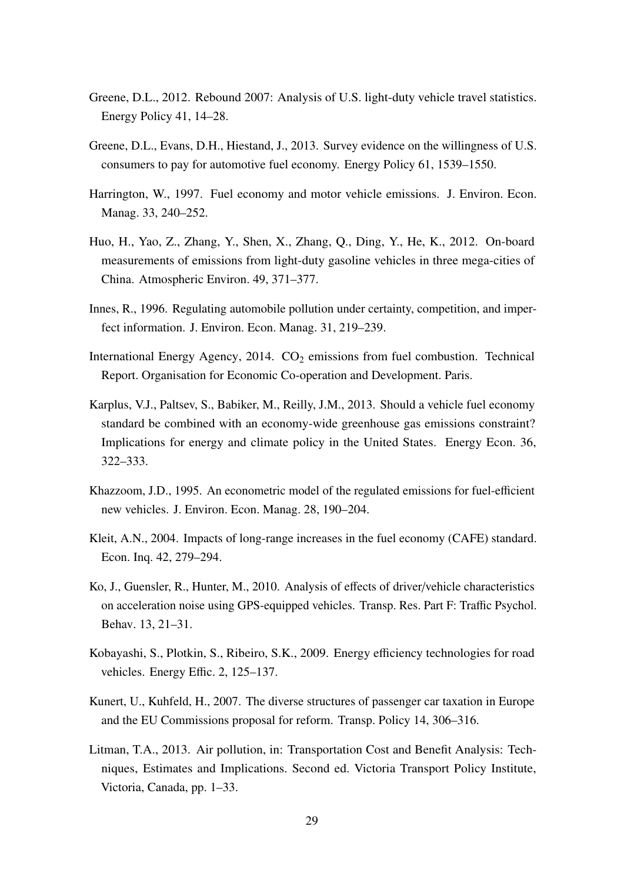Greene, D.L., 2012. Rebound 2007: Analysis of U.S. light-duty vehicle travel statistics. Energy Policy 41, 14–28.

Greene, D.L., Evans, D.H., Hiestand, J., 2013. Survey evidence on the willingness of U.S. consumers to pay for automotive fuel economy. Energy Policy 61, 1539–1550.

Harrington, W., 1997. Fuel economy and motor vehicle emissions. J. Environ. Econ. Manag. 33, 240–252.

Huo, H., Yao, Z., Zhang, Y., Shen, X., Zhang, Q., Ding, Y., He, K., 2012. On-board measurements of emissions from light-duty gasoline vehicles in three mega-cities of China. Atmospheric Environ. 49, 371–377.

Innes, R., 1996. Regulating automobile pollution under certainty, competition, and imperfect information. J. Environ. Econ. Manag. 31, 219–239.

International Energy Agency, 2014. $CO_2$ emissions from fuel combustion. Technical Report. Organisation for Economic Co-operation and Development. Paris.

Karplus, V.J., Paltsev, S., Babiker, M., Reilly, J.M., 2013. Should a vehicle fuel economy standard be combined with an economy-wide greenhouse gas emissions constraint? Implications for energy and climate policy in the United States. Energy Econ. 36, 322–333.

Khazzoom, J.D., 1995. An econometric model of the regulated emissions for fuel-efficient new vehicles. J. Environ. Econ. Manag. 28, 190–204.

Kleit, A.N., 2004. Impacts of long-range increases in the fuel economy (CAFE) standard. Econ. Inq. 42, 279–294.

Ko, J., Guensler, R., Hunter, M., 2010. Analysis of effects of driver/vehicle characteristics on acceleration noise using GPS-equipped vehicles. Transp. Res. Part F: Traffic Psychol. Behav. 13, 21–31.

Kobayashi, S., Plotkin, S., Ribeiro, S.K., 2009. Energy efficiency technologies for road vehicles. Energy Effic. 2, 125–137.

Kunert, U., Kuhfeld, H., 2007. The diverse structures of passenger car taxation in Europe and the EU Commissions proposal for reform. Transp. Policy 14, 306–316.

Litman, T.A., 2013. Air pollution, in: Transportation Cost and Benefit Analysis: Techniques, Estimates and Implications. Second ed. Victoria Transport Policy Institute, Victoria, Canada, pp. 1–33.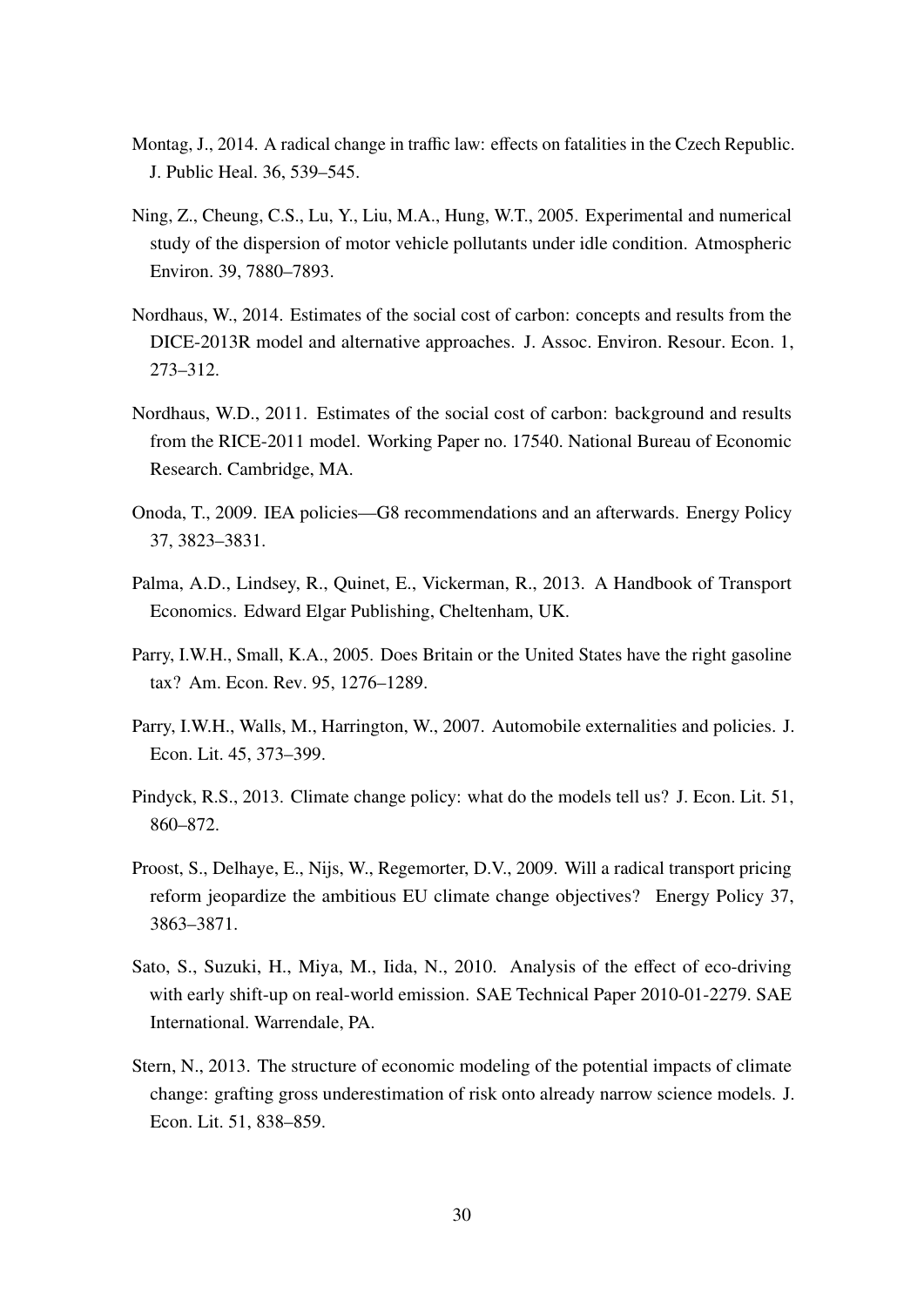Montag, J., 2014. A radical change in traffic law: effects on fatalities in the Czech Republic. J. Public Heal. 36, 539–545.

Ning, Z., Cheung, C.S., Lu, Y., Liu, M.A., Hung, W.T., 2005. Experimental and numerical study of the dispersion of motor vehicle pollutants under idle condition. Atmospheric Environ. 39, 7880–7893.

Nordhaus, W., 2014. Estimates of the social cost of carbon: concepts and results from the DICE-2013R model and alternative approaches. J. Assoc. Environ. Resour. Econ. 1, 273–312.

Nordhaus, W.D., 2011. Estimates of the social cost of carbon: background and results from the RICE-2011 model. Working Paper no. 17540. National Bureau of Economic Research. Cambridge, MA.

Onoda, T., 2009. IEA policies—G8 recommendations and an afterwards. Energy Policy 37, 3823–3831.

Palma, A.D., Lindsey, R., Quinet, E., Vickerman, R., 2013. A Handbook of Transport Economics. Edward Elgar Publishing, Cheltenham, UK.

Parry, I.W.H., Small, K.A., 2005. Does Britain or the United States have the right gasoline tax? Am. Econ. Rev. 95, 1276–1289.

Parry, I.W.H., Walls, M., Harrington, W., 2007. Automobile externalities and policies. J. Econ. Lit. 45, 373–399.

Pindyck, R.S., 2013. Climate change policy: what do the models tell us? J. Econ. Lit. 51, 860–872.

Proost, S., Delhaye, E., Nijs, W., Regemorter, D.V., 2009. Will a radical transport pricing reform jeopardize the ambitious EU climate change objectives? Energy Policy 37, 3863–3871.

Sato, S., Suzuki, H., Miya, M., Iida, N., 2010. Analysis of the effect of eco-driving with early shift-up on real-world emission. SAE Technical Paper 2010-01-2279. SAE International. Warrendale, PA.

Stern, N., 2013. The structure of economic modeling of the potential impacts of climate change: grafting gross underestimation of risk onto already narrow science models. J. Econ. Lit. 51, 838–859.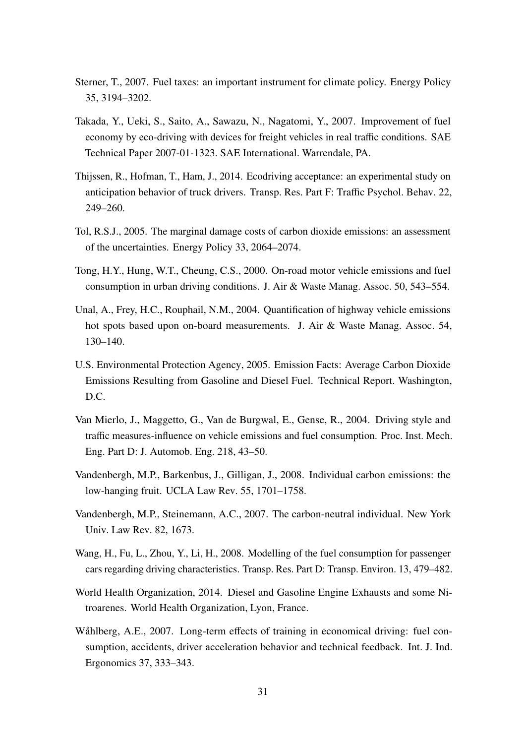Sterner, T., 2007. Fuel taxes: an important instrument for climate policy. Energy Policy 35, 3194–3202.

Takada, Y., Ueki, S., Saito, A., Sawazu, N., Nagatomi, Y., 2007. Improvement of fuel economy by eco-driving with devices for freight vehicles in real traffic conditions. SAE Technical Paper 2007-01-1323. SAE International. Warrendale, PA.

Thijssen, R., Hofman, T., Ham, J., 2014. Ecodriving acceptance: an experimental study on anticipation behavior of truck drivers. Transp. Res. Part F: Traffic Psychol. Behav. 22, 249–260.

Tol, R.S.J., 2005. The marginal damage costs of carbon dioxide emissions: an assessment of the uncertainties. Energy Policy 33, 2064–2074.

Tong, H.Y., Hung, W.T., Cheung, C.S., 2000. On-road motor vehicle emissions and fuel consumption in urban driving conditions. J. Air & Waste Manag. Assoc. 50, 543–554.

Unal, A., Frey, H.C., Rouphail, N.M., 2004. Quantification of highway vehicle emissions hot spots based upon on-board measurements. J. Air & Waste Manag. Assoc. 54, 130–140.

U.S. Environmental Protection Agency, 2005. Emission Facts: Average Carbon Dioxide Emissions Resulting from Gasoline and Diesel Fuel. Technical Report. Washington, D.C.

Van Mierlo, J., Maggetto, G., Van de Burgwal, E., Gense, R., 2004. Driving style and traffic measures-influence on vehicle emissions and fuel consumption. Proc. Inst. Mech. Eng. Part D: J. Automob. Eng. 218, 43–50.

Vandenbergh, M.P., Barkenbus, J., Gilligan, J., 2008. Individual carbon emissions: the low-hanging fruit. UCLA Law Rev. 55, 1701–1758.

Vandenbergh, M.P., Steinemann, A.C., 2007. The carbon-neutral individual. New York Univ. Law Rev. 82, 1673.

Wang, H., Fu, L., Zhou, Y., Li, H., 2008. Modelling of the fuel consumption for passenger cars regarding driving characteristics. Transp. Res. Part D: Transp. Environ. 13, 479–482.

World Health Organization, 2014. Diesel and Gasoline Engine Exhausts and some Nitroarenes. World Health Organization, Lyon, France.

Wåhlberg, A.E., 2007. Long-term effects of training in economical driving: fuel consumption, accidents, driver acceleration behavior and technical feedback. Int. J. Ind. Ergonomics 37, 333–343.